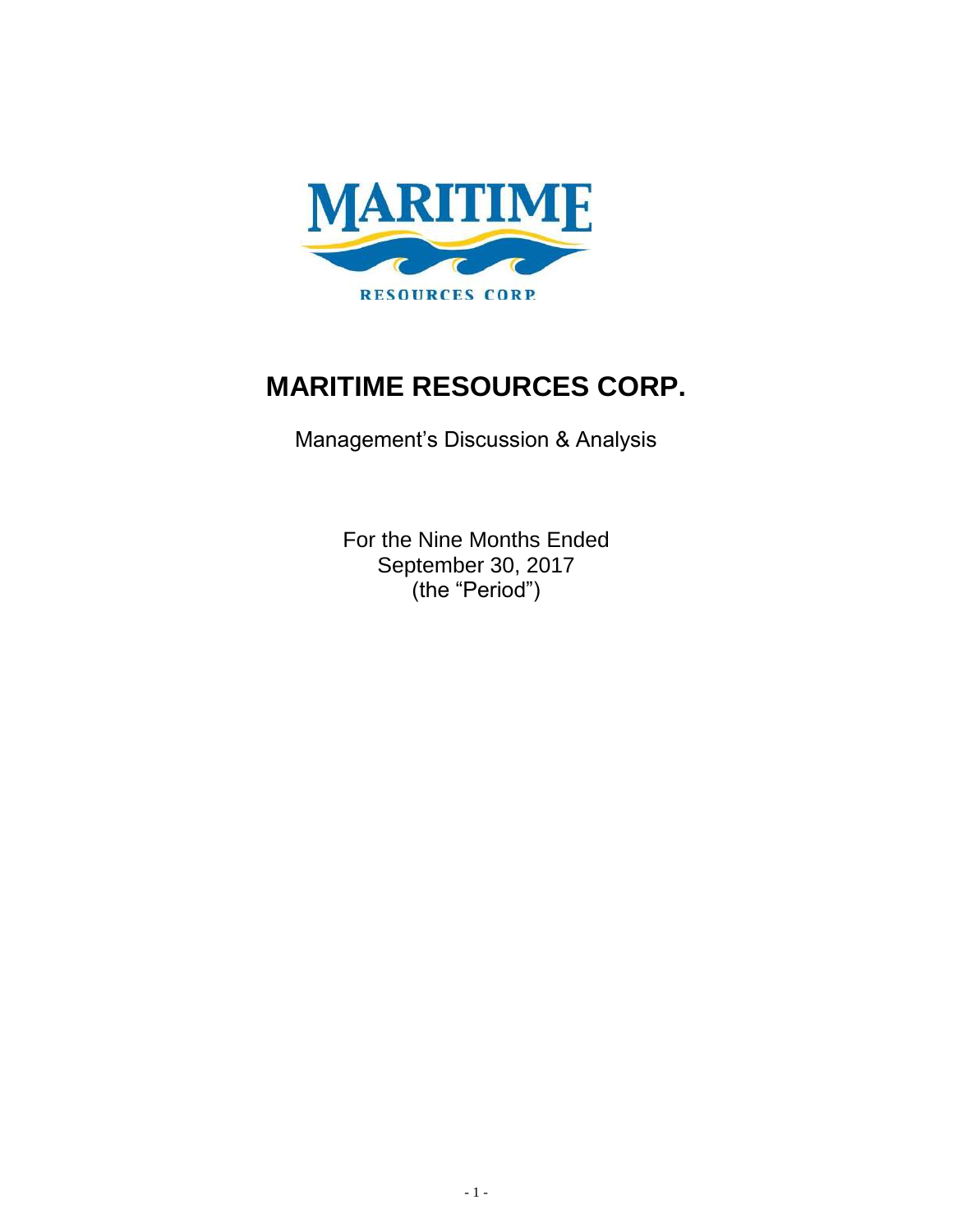# MARITIME RESOURCES CORP.

Management's Discussion & Analysis

For the Nine Months Ended
September 30, 2017
(the "Period")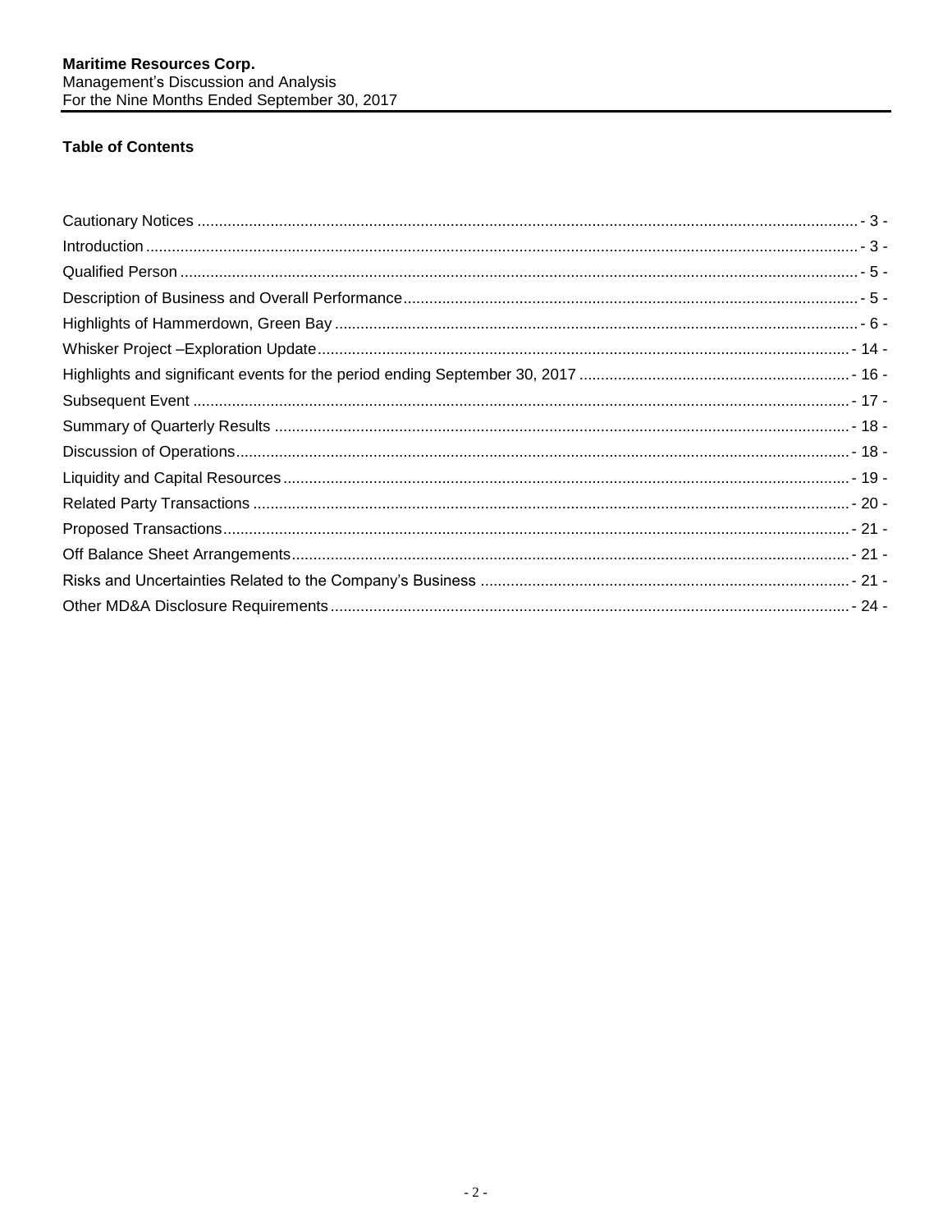## Table of Contents

| | |
|---|---|
| Cautionary Notices | - 3 - |
| Introduction | - 3 - |
| Qualified Person | - 5 - |
| Description of Business and Overall Performance | - 5 - |
| Highlights of Hammerdown, Green Bay | - 6 - |
| Whisker Project –Exploration Update | - 14 - |
| Highlights and significant events for the period ending September 30, 2017 | - 16 - |
| Subsequent Event | - 17 - |
| Summary of Quarterly Results | - 18 - |
| Discussion of Operations | - 18 - |
| Liquidity and Capital Resources | - 19 - |
| Related Party Transactions | - 20 - |
| Proposed Transactions | - 21 - |
| Off Balance Sheet Arrangements | - 21 - |
| Risks and Uncertainties Related to the Company's Business | - 21 - |
| Other MD&A Disclosure Requirements | - 24 - |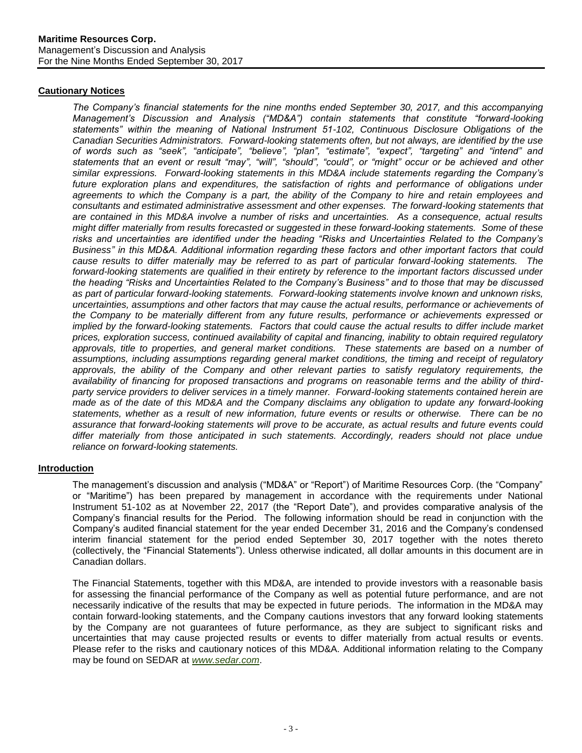## Cautionary Notices

*The Company's financial statements for the nine months ended September 30, 2017, and this accompanying Management's Discussion and Analysis ("MD&A") contain statements that constitute "forward-looking statements" within the meaning of National Instrument 51-102, Continuous Disclosure Obligations of the Canadian Securities Administrators. Forward-looking statements often, but not always, are identified by the use of words such as "seek", "anticipate", "believe", "plan", "estimate", "expect", "targeting" and "intend" and statements that an event or result "may", "will", "should", "could", or "might" occur or be achieved and other similar expressions. Forward-looking statements in this MD&A include statements regarding the Company's future exploration plans and expenditures, the satisfaction of rights and performance of obligations under agreements to which the Company is a part, the ability of the Company to hire and retain employees and consultants and estimated administrative assessment and other expenses. The forward-looking statements that are contained in this MD&A involve a number of risks and uncertainties. As a consequence, actual results might differ materially from results forecasted or suggested in these forward-looking statements. Some of these risks and uncertainties are identified under the heading "Risks and Uncertainties Related to the Company's Business" in this MD&A. Additional information regarding these factors and other important factors that could cause results to differ materially may be referred to as part of particular forward-looking statements. The forward-looking statements are qualified in their entirety by reference to the important factors discussed under the heading "Risks and Uncertainties Related to the Company's Business" and to those that may be discussed as part of particular forward-looking statements. Forward-looking statements involve known and unknown risks, uncertainties, assumptions and other factors that may cause the actual results, performance or achievements of the Company to be materially different from any future results, performance or achievements expressed or implied by the forward-looking statements. Factors that could cause the actual results to differ include market prices, exploration success, continued availability of capital and financing, inability to obtain required regulatory approvals, title to properties, and general market conditions. These statements are based on a number of assumptions, including assumptions regarding general market conditions, the timing and receipt of regulatory approvals, the ability of the Company and other relevant parties to satisfy regulatory requirements, the availability of financing for proposed transactions and programs on reasonable terms and the ability of third-party service providers to deliver services in a timely manner. Forward-looking statements contained herein are made as of the date of this MD&A and the Company disclaims any obligation to update any forward-looking statements, whether as a result of new information, future events or results or otherwise. There can be no assurance that forward-looking statements will prove to be accurate, as actual results and future events could differ materially from those anticipated in such statements. Accordingly, readers should not place undue reliance on forward-looking statements.*

## Introduction

The management's discussion and analysis ("MD&A" or "Report") of Maritime Resources Corp. (the "Company" or "Maritime") has been prepared by management in accordance with the requirements under National Instrument 51-102 as at November 22, 2017 (the "Report Date"), and provides comparative analysis of the Company's financial results for the Period. The following information should be read in conjunction with the Company's audited financial statement for the year ended December 31, 2016 and the Company's condensed interim financial statement for the period ended September 30, 2017 together with the notes thereto (collectively, the "Financial Statements"). Unless otherwise indicated, all dollar amounts in this document are in Canadian dollars.

The Financial Statements, together with this MD&A, are intended to provide investors with a reasonable basis for assessing the financial performance of the Company as well as potential future performance, and are not necessarily indicative of the results that may be expected in future periods. The information in the MD&A may contain forward-looking statements, and the Company cautions investors that any forward looking statements by the Company are not guarantees of future performance, as they are subject to significant risks and uncertainties that may cause projected results or events to differ materially from actual results or events. Please refer to the risks and cautionary notices of this MD&A. Additional information relating to the Company may be found on SEDAR at [www.sedar.com](http://www.sedar.com).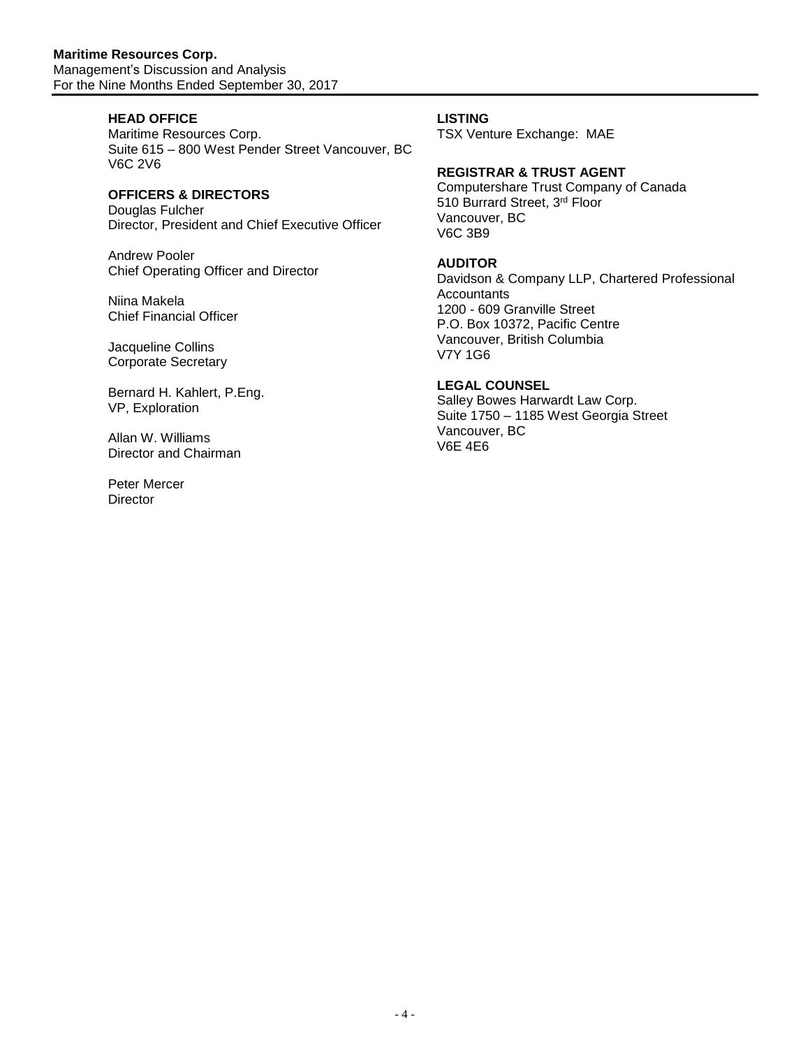### HEAD OFFICE

Maritime Resources Corp.
Suite 615 – 800 West Pender Street Vancouver, BC
V6C 2V6

### OFFICERS & DIRECTORS

Douglas Fulcher
Director, President and Chief Executive Officer

Andrew Pooler
Chief Operating Officer and Director

Niina Makela
Chief Financial Officer

Jacqueline Collins
Corporate Secretary

Bernard H. Kahlert, P.Eng.
VP, Exploration

Allan W. Williams
Director and Chairman

Peter Mercer
Director

### LISTING

TSX Venture Exchange: MAE

### REGISTRAR & TRUST AGENT

Computershare Trust Company of Canada
510 Burrard Street, 3rd Floor
Vancouver, BC
V6C 3B9

### AUDITOR

Davidson & Company LLP, Chartered Professional Accountants
1200 - 609 Granville Street
P.O. Box 10372, Pacific Centre
Vancouver, British Columbia
V7Y 1G6

### LEGAL COUNSEL

Salley Bowes Harwardt Law Corp.
Suite 1750 – 1185 West Georgia Street
Vancouver, BC
V6E 4E6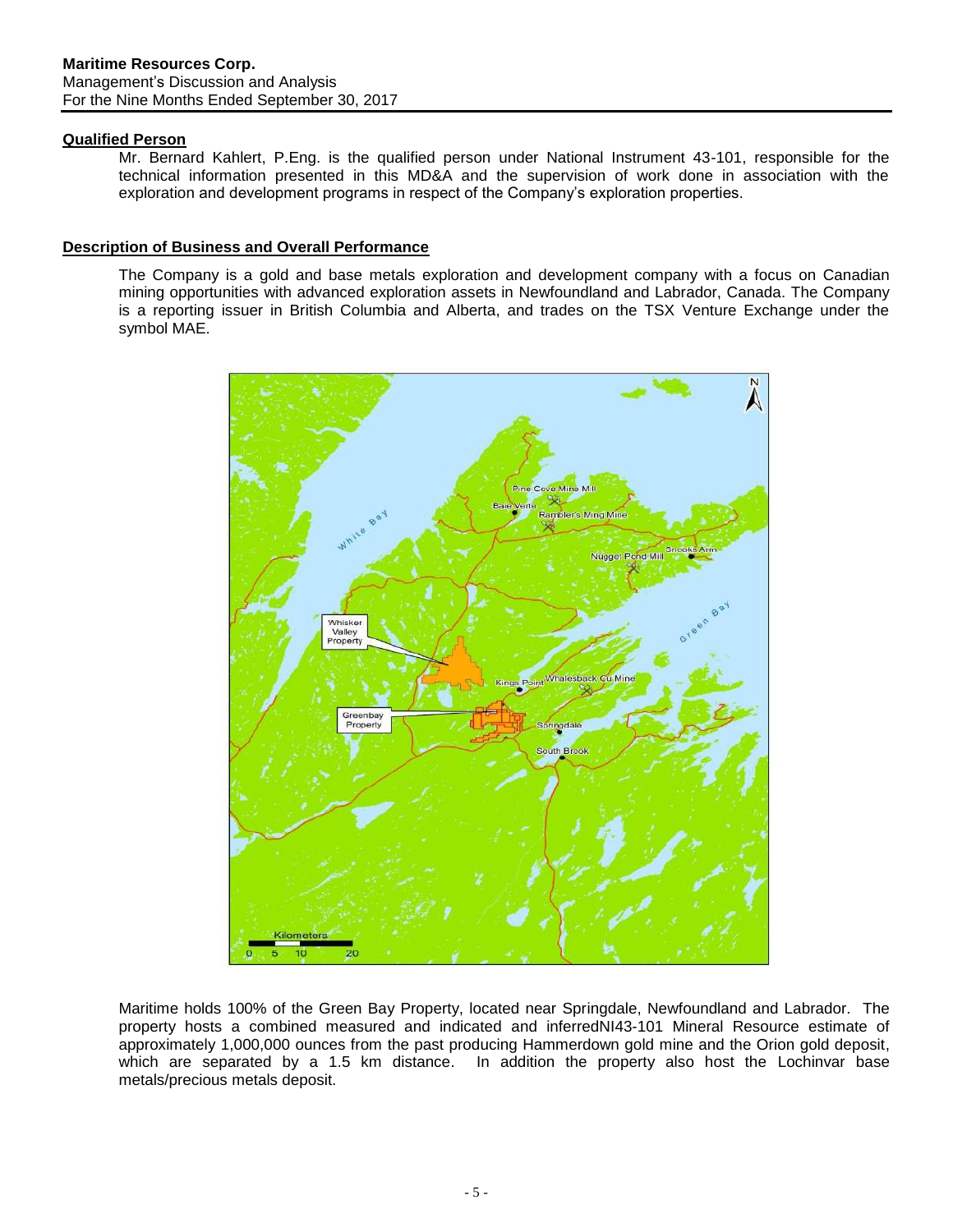## Qualified Person

Mr. Bernard Kahlert, P.Eng. is the qualified person under National Instrument 43-101, responsible for the technical information presented in this MD&A and the supervision of work done in association with the exploration and development programs in respect of the Company's exploration properties.

## Description of Business and Overall Performance

The Company is a gold and base metals exploration and development company with a focus on Canadian mining opportunities with advanced exploration assets in Newfoundland and Labrador, Canada. The Company is a reporting issuer in British Columbia and Alberta, and trades on the TSX Venture Exchange under the symbol MAE.

Maritime holds 100% of the Green Bay Property, located near Springdale, Newfoundland and Labrador. The property hosts a combined measured and indicated and inferredNI43-101 Mineral Resource estimate of approximately 1,000,000 ounces from the past producing Hammerdown gold mine and the Orion gold deposit, which are separated by a 1.5 km distance. In addition the property also host the Lochinvar base metals/precious metals deposit.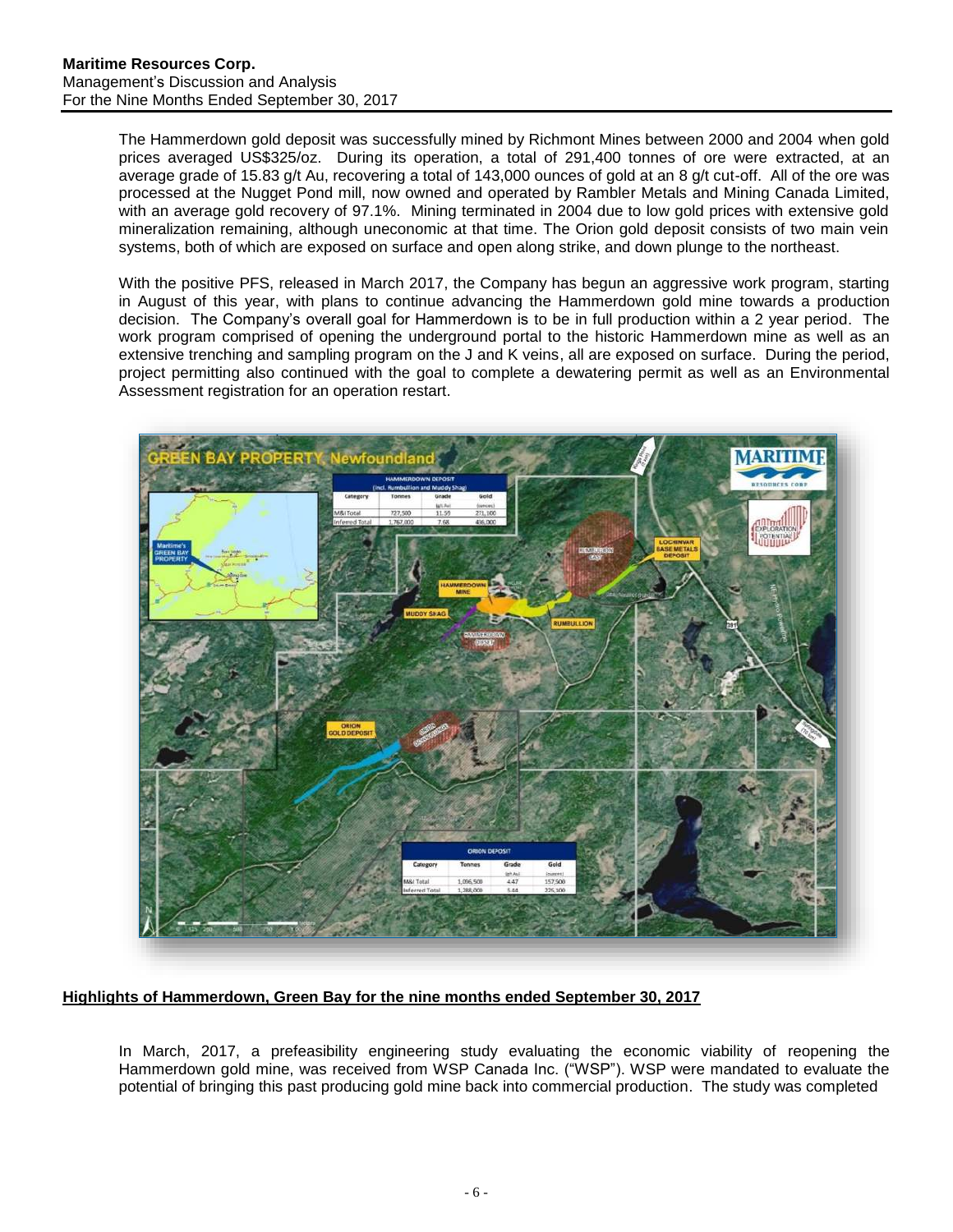The Hammerdown gold deposit was successfully mined by Richmont Mines between 2000 and 2004 when gold prices averaged US$325/oz. During its operation, a total of 291,400 tonnes of ore were extracted, at an average grade of 15.83 g/t Au, recovering a total of 143,000 ounces of gold at an 8 g/t cut-off. All of the ore was processed at the Nugget Pond mill, now owned and operated by Rambler Metals and Mining Canada Limited, with an average gold recovery of 97.1%. Mining terminated in 2004 due to low gold prices with extensive gold mineralization remaining, although uneconomic at that time. The Orion gold deposit consists of two main vein systems, both of which are exposed on surface and open along strike, and down plunge to the northeast.

With the positive PFS, released in March 2017, the Company has begun an aggressive work program, starting in August of this year, with plans to continue advancing the Hammerdown gold mine towards a production decision. The Company's overall goal for Hammerdown is to be in full production within a 2 year period. The work program comprised of opening the underground portal to the historic Hammerdown mine as well as an extensive trenching and sampling program on the J and K veins, all are exposed on surface. During the period, project permitting also continued with the goal to complete a dewatering permit as well as an Environmental Assessment registration for an operation restart.

## Highlights of Hammerdown, Green Bay for the nine months ended September 30, 2017

In March, 2017, a prefeasibility engineering study evaluating the economic viability of reopening the Hammerdown gold mine, was received from WSP Canada Inc. ("WSP"). WSP were mandated to evaluate the potential of bringing this past producing gold mine back into commercial production. The study was completed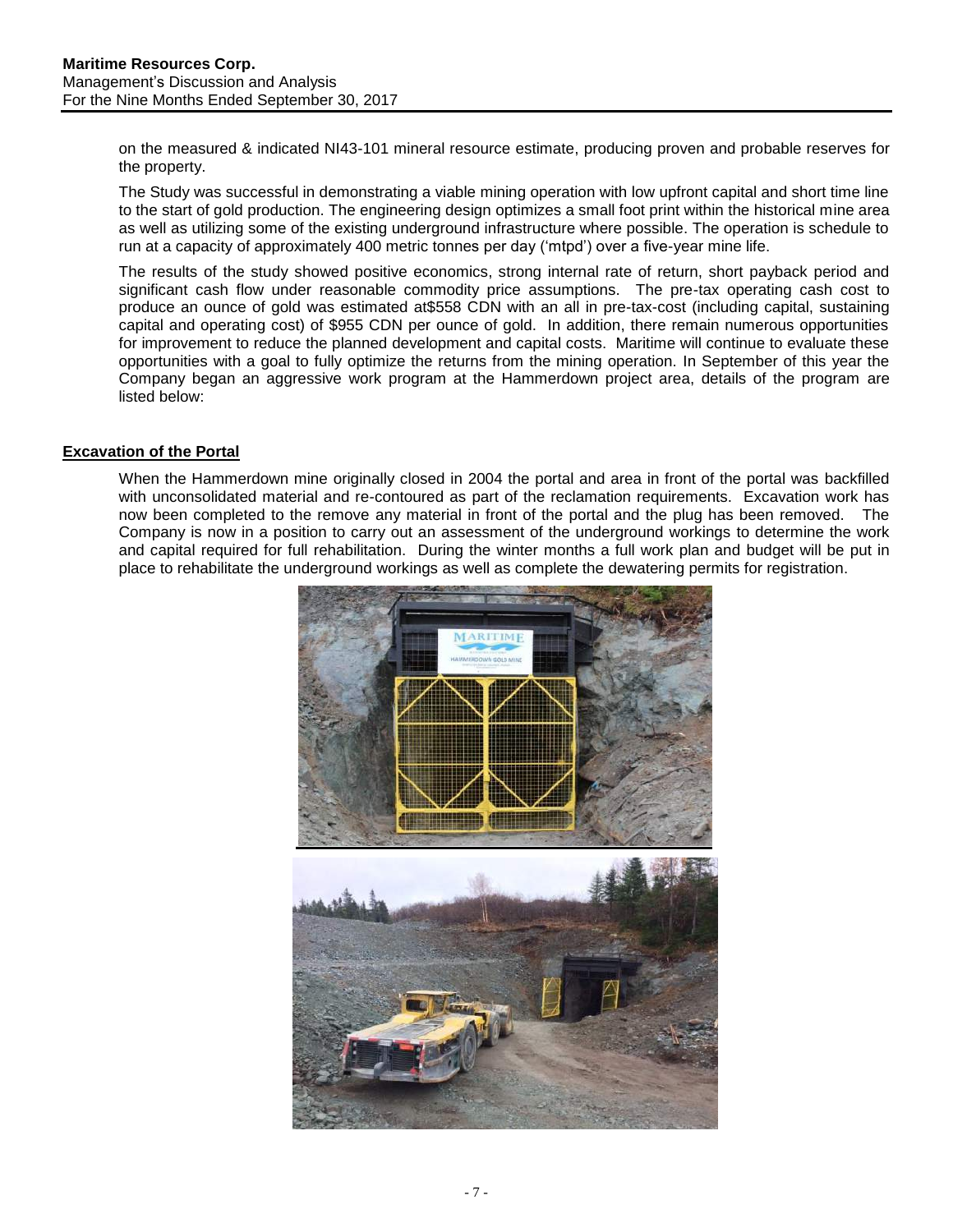on the measured & indicated NI43-101 mineral resource estimate, producing proven and probable reserves for the property.

The Study was successful in demonstrating a viable mining operation with low upfront capital and short time line to the start of gold production. The engineering design optimizes a small foot print within the historical mine area as well as utilizing some of the existing underground infrastructure where possible. The operation is schedule to run at a capacity of approximately 400 metric tonnes per day ('mtpd') over a five-year mine life.

The results of the study showed positive economics, strong internal rate of return, short payback period and significant cash flow under reasonable commodity price assumptions. The pre-tax operating cash cost to produce an ounce of gold was estimated at$558 CDN with an all in pre-tax-cost (including capital, sustaining capital and operating cost) of $955 CDN per ounce of gold. In addition, there remain numerous opportunities for improvement to reduce the planned development and capital costs. Maritime will continue to evaluate these opportunities with a goal to fully optimize the returns from the mining operation. In September of this year the Company began an aggressive work program at the Hammerdown project area, details of the program are listed below:

**Excavation of the Portal**

When the Hammerdown mine originally closed in 2004 the portal and area in front of the portal was backfilled with unconsolidated material and re-contoured as part of the reclamation requirements. Excavation work has now been completed to the remove any material in front of the portal and the plug has been removed. The Company is now in a position to carry out an assessment of the underground workings to determine the work and capital required for full rehabilitation. During the winter months a full work plan and budget will be put in place to rehabilitate the underground workings as well as complete the dewatering permits for registration.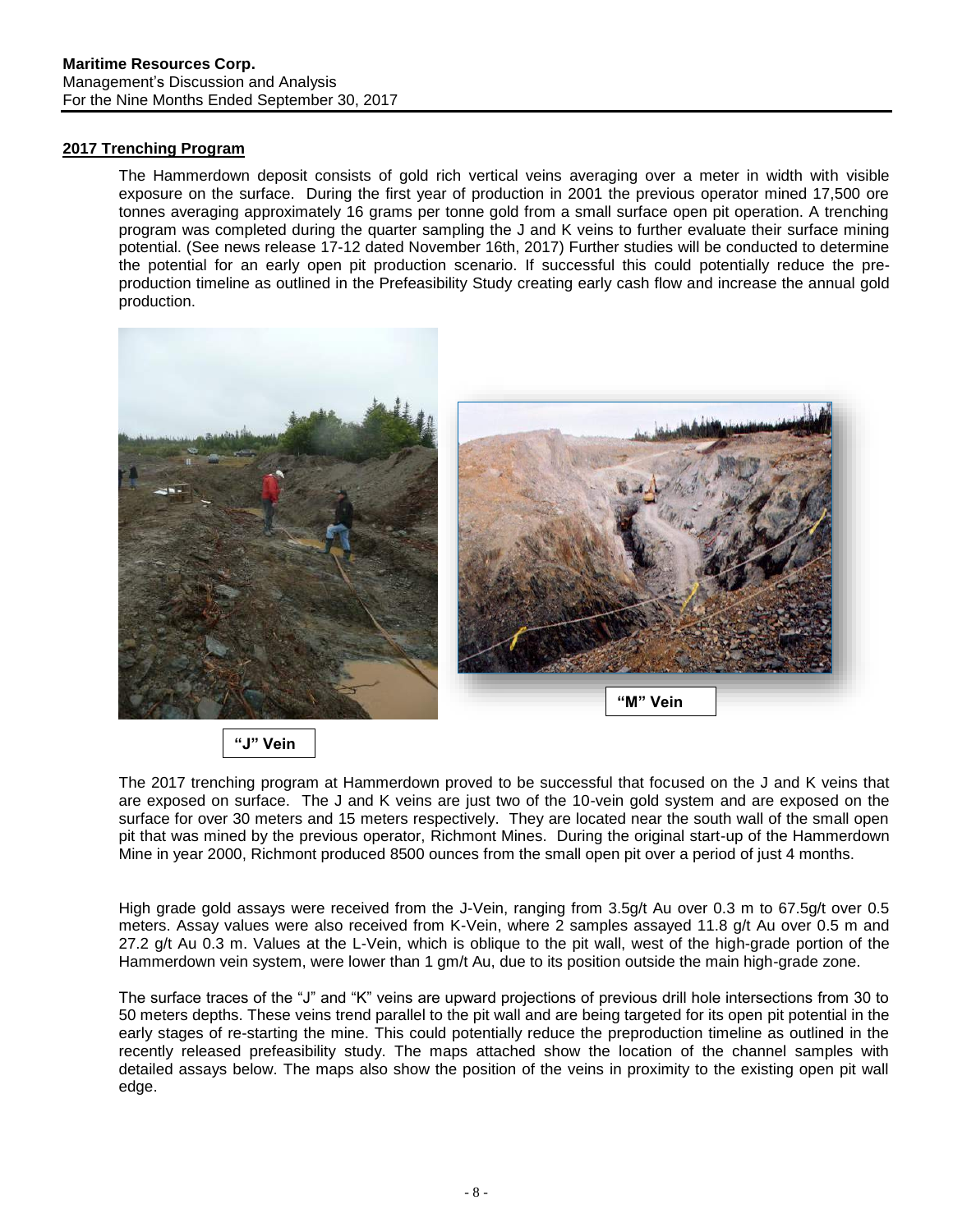## 2017 Trenching Program

The Hammerdown deposit consists of gold rich vertical veins averaging over a meter in width with visible exposure on the surface. During the first year of production in 2001 the previous operator mined 17,500 ore tonnes averaging approximately 16 grams per tonne gold from a small surface open pit operation. A trenching program was completed during the quarter sampling the J and K veins to further evaluate their surface mining potential. (See news release 17-12 dated November 16th, 2017) Further studies will be conducted to determine the potential for an early open pit production scenario. If successful this could potentially reduce the pre-production timeline as outlined in the Prefeasibility Study creating early cash flow and increase the annual gold production.

"M" Vein

"J" Vein

The 2017 trenching program at Hammerdown proved to be successful that focused on the J and K veins that are exposed on surface. The J and K veins are just two of the 10-vein gold system and are exposed on the surface for over 30 meters and 15 meters respectively. They are located near the south wall of the small open pit that was mined by the previous operator, Richmont Mines. During the original start-up of the Hammerdown Mine in year 2000, Richmont produced 8500 ounces from the small open pit over a period of just 4 months.

High grade gold assays were received from the J-Vein, ranging from 3.5g/t Au over 0.3 m to 67.5g/t over 0.5 meters. Assay values were also received from K-Vein, where 2 samples assayed 11.8 g/t Au over 0.5 m and 27.2 g/t Au 0.3 m. Values at the L-Vein, which is oblique to the pit wall, west of the high-grade portion of the Hammerdown vein system, were lower than 1 gm/t Au, due to its position outside the main high-grade zone.

The surface traces of the "J" and "K" veins are upward projections of previous drill hole intersections from 30 to 50 meters depths. These veins trend parallel to the pit wall and are being targeted for its open pit potential in the early stages of re-starting the mine. This could potentially reduce the preproduction timeline as outlined in the recently released prefeasibility study. The maps attached show the location of the channel samples with detailed assays below. The maps also show the position of the veins in proximity to the existing open pit wall edge.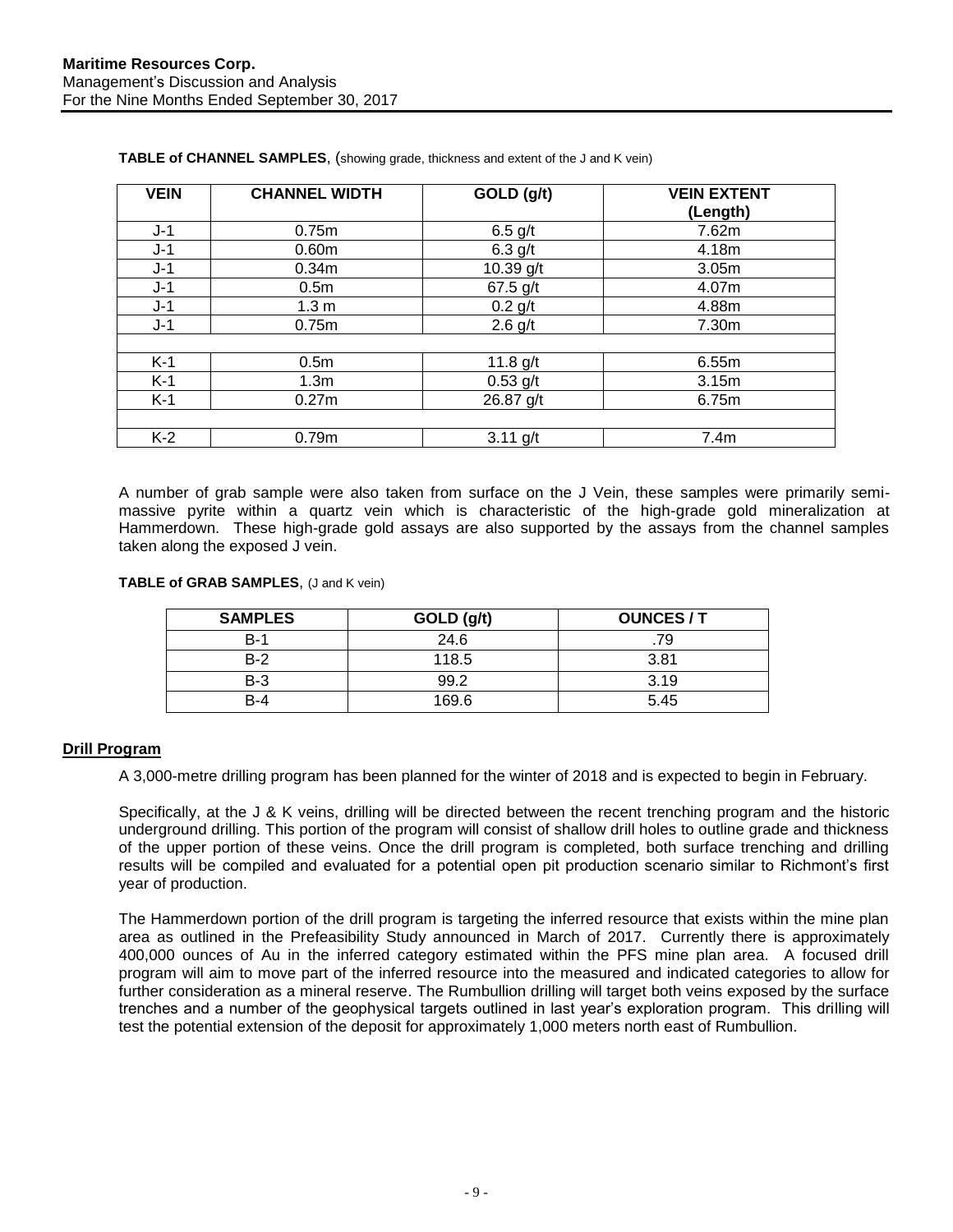**TABLE of CHANNEL SAMPLES**, (showing grade, thickness and extent of the J and K vein)

| VEIN | CHANNEL WIDTH | GOLD (g/t) | VEIN EXTENT (Length) |
|---|---|---|---|
| J-1 | 0.75m | 6.5 g/t | 7.62m |
| J-1 | 0.60m | 6.3 g/t | 4.18m |
| J-1 | 0.34m | 10.39 g/t | 3.05m |
| J-1 | 0.5m | 67.5 g/t | 4.07m |
| J-1 | 1.3 m | 0.2 g/t | 4.88m |
| J-1 | 0.75m | 2.6 g/t | 7.30m |
| | | | |
| K-1 | 0.5m | 11.8 g/t | 6.55m |
| K-1 | 1.3m | 0.53 g/t | 3.15m |
| K-1 | 0.27m | 26.87 g/t | 6.75m |
| | | | |
| K-2 | 0.79m | 3.11 g/t | 7.4m |

A number of grab sample were also taken from surface on the J Vein, these samples were primarily semi-massive pyrite within a quartz vein which is characteristic of the high-grade gold mineralization at Hammerdown. These high-grade gold assays are also supported by the assays from the channel samples taken along the exposed J vein.

**TABLE of GRAB SAMPLES**, (J and K vein)

| SAMPLES | GOLD (g/t) | OUNCES / T |
|---|---|---|
| B-1 | 24.6 | .79 |
| B-2 | 118.5 | 3.81 |
| B-3 | 99.2 | 3.19 |
| B-4 | 169.6 | 5.45 |

## Drill Program

A 3,000-metre drilling program has been planned for the winter of 2018 and is expected to begin in February.

Specifically, at the J & K veins, drilling will be directed between the recent trenching program and the historic underground drilling. This portion of the program will consist of shallow drill holes to outline grade and thickness of the upper portion of these veins. Once the drill program is completed, both surface trenching and drilling results will be compiled and evaluated for a potential open pit production scenario similar to Richmont's first year of production.

The Hammerdown portion of the drill program is targeting the inferred resource that exists within the mine plan area as outlined in the Prefeasibility Study announced in March of 2017. Currently there is approximately 400,000 ounces of Au in the inferred category estimated within the PFS mine plan area. A focused drill program will aim to move part of the inferred resource into the measured and indicated categories to allow for further consideration as a mineral reserve. The Rumbullion drilling will target both veins exposed by the surface trenches and a number of the geophysical targets outlined in last year's exploration program. This drilling will test the potential extension of the deposit for approximately 1,000 meters north east of Rumbullion.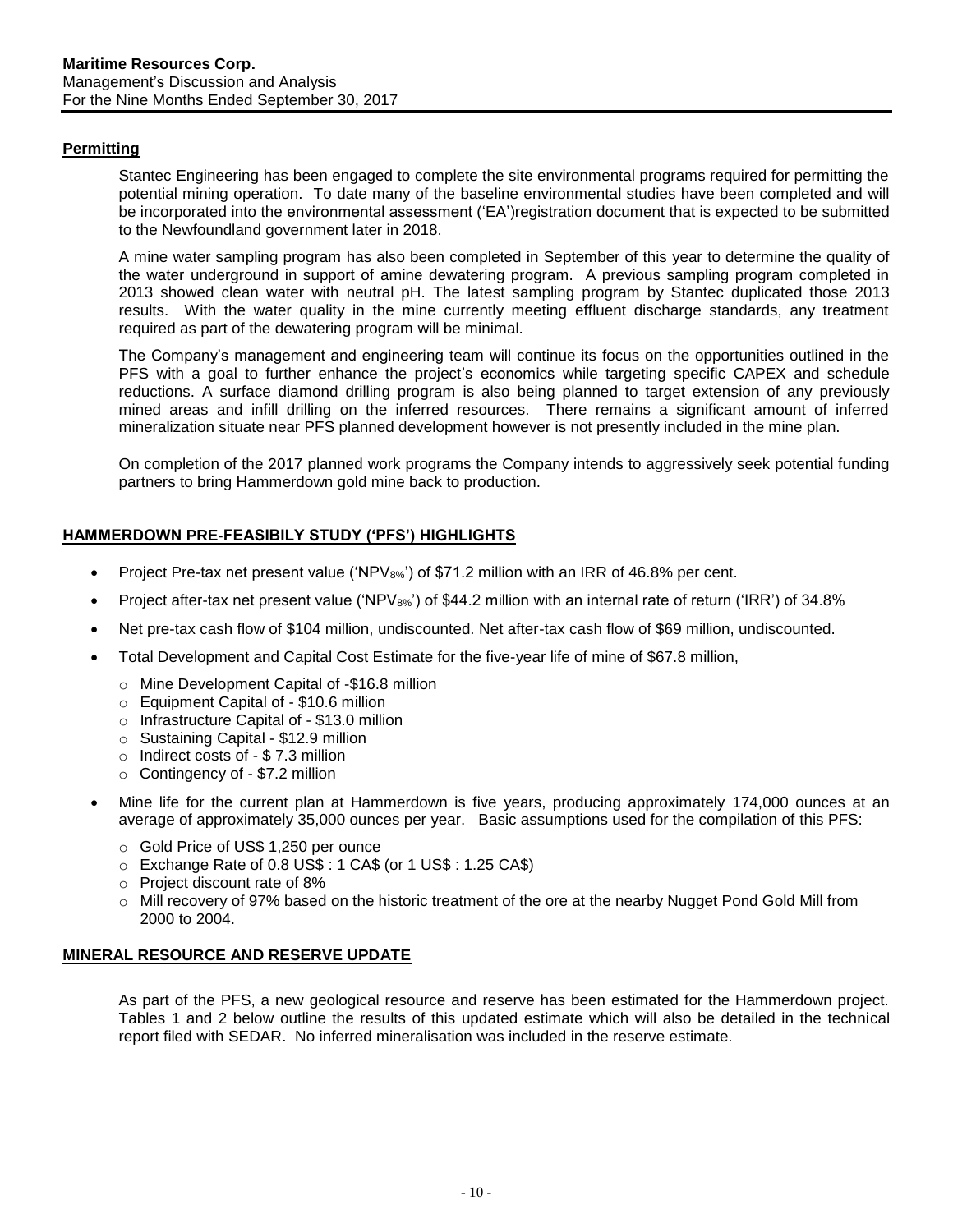## Permitting

Stantec Engineering has been engaged to complete the site environmental programs required for permitting the potential mining operation. To date many of the baseline environmental studies have been completed and will be incorporated into the environmental assessment ('EA')registration document that is expected to be submitted to the Newfoundland government later in 2018.

A mine water sampling program has also been completed in September of this year to determine the quality of the water underground in support of amine dewatering program. A previous sampling program completed in 2013 showed clean water with neutral pH. The latest sampling program by Stantec duplicated those 2013 results. With the water quality in the mine currently meeting effluent discharge standards, any treatment required as part of the dewatering program will be minimal.

The Company's management and engineering team will continue its focus on the opportunities outlined in the PFS with a goal to further enhance the project's economics while targeting specific CAPEX and schedule reductions. A surface diamond drilling program is also being planned to target extension of any previously mined areas and infill drilling on the inferred resources. There remains a significant amount of inferred mineralization situate near PFS planned development however is not presently included in the mine plan.

On completion of the 2017 planned work programs the Company intends to aggressively seek potential funding partners to bring Hammerdown gold mine back to production.

## HAMMERDOWN PRE-FEASIBILY STUDY ('PFS') HIGHLIGHTS

- Project Pre-tax net present value ('$NPV_{8\%}$') of $71.2 million with an IRR of 46.8% per cent.
- Project after-tax net present value ('$NPV_{8\%}$') of $44.2 million with an internal rate of return ('IRR') of 34.8%
- Net pre-tax cash flow of $104 million, undiscounted. Net after-tax cash flow of $69 million, undiscounted.
- Total Development and Capital Cost Estimate for the five-year life of mine of $67.8 million,
  - Mine Development Capital of -$16.8 million
  - Equipment Capital of - $10.6 million
  - Infrastructure Capital of - $13.0 million
  - Sustaining Capital - $12.9 million
  - Indirect costs of - $ 7.3 million
  - Contingency of - $7.2 million
- Mine life for the current plan at Hammerdown is five years, producing approximately 174,000 ounces at an average of approximately 35,000 ounces per year. Basic assumptions used for the compilation of this PFS:
  - Gold Price of US$ 1,250 per ounce
  - Exchange Rate of 0.8 US$ : 1 CA$ (or 1 US$ : 1.25 CA$)
  - Project discount rate of 8%
  - Mill recovery of 97% based on the historic treatment of the ore at the nearby Nugget Pond Gold Mill from 2000 to 2004.

## MINERAL RESOURCE AND RESERVE UPDATE

As part of the PFS, a new geological resource and reserve has been estimated for the Hammerdown project. Tables 1 and 2 below outline the results of this updated estimate which will also be detailed in the technical report filed with SEDAR. No inferred mineralisation was included in the reserve estimate.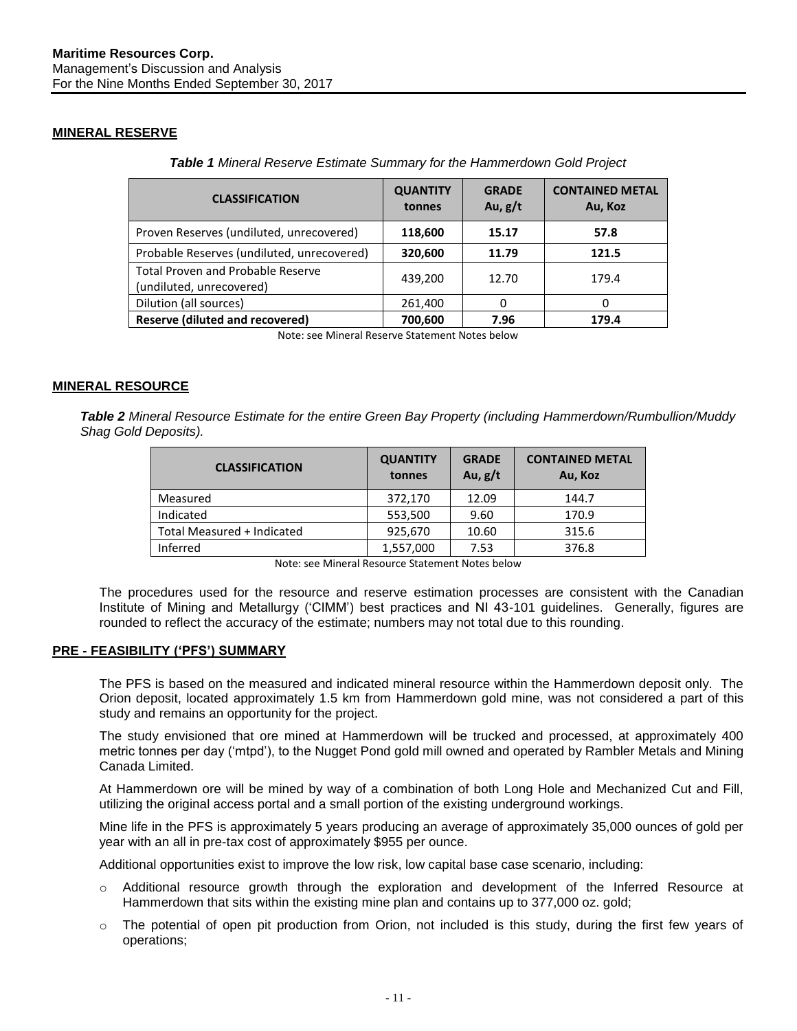## MINERAL RESERVE

***Table 1** Mineral Reserve Estimate Summary for the Hammerdown Gold Project*

| CLASSIFICATION | QUANTITY tonnes | GRADE Au, g/t | CONTAINED METAL Au, Koz |
|---|---|---|---|
| Proven Reserves (undiluted, unrecovered) | **118,600** | **15.17** | **57.8** |
| Probable Reserves (undiluted, unrecovered) | **320,600** | **11.79** | **121.5** |
| Total Proven and Probable Reserve (undiluted, unrecovered) | 439,200 | 12.70 | 179.4 |
| Dilution (all sources) | 261,400 | 0 | 0 |
| **Reserve (diluted and recovered)** | **700,600** | **7.96** | **179.4** |

Note: see Mineral Reserve Statement Notes below

## MINERAL RESOURCE

***Table 2** Mineral Resource Estimate for the entire Green Bay Property (including Hammerdown/Rumbullion/Muddy Shag Gold Deposits).*

| CLASSIFICATION | QUANTITY tonnes | GRADE Au, g/t | CONTAINED METAL Au, Koz |
|---|---|---|---|
| Measured | 372,170 | 12.09 | 144.7 |
| Indicated | 553,500 | 9.60 | 170.9 |
| Total Measured + Indicated | 925,670 | 10.60 | 315.6 |
| Inferred | 1,557,000 | 7.53 | 376.8 |

Note: see Mineral Resource Statement Notes below

The procedures used for the resource and reserve estimation processes are consistent with the Canadian Institute of Mining and Metallurgy ('CIMM') best practices and NI 43-101 guidelines. Generally, figures are rounded to reflect the accuracy of the estimate; numbers may not total due to this rounding.

## PRE - FEASIBILITY ('PFS') SUMMARY

The PFS is based on the measured and indicated mineral resource within the Hammerdown deposit only. The Orion deposit, located approximately 1.5 km from Hammerdown gold mine, was not considered a part of this study and remains an opportunity for the project.

The study envisioned that ore mined at Hammerdown will be trucked and processed, at approximately 400 metric tonnes per day ('mtpd'), to the Nugget Pond gold mill owned and operated by Rambler Metals and Mining Canada Limited.

At Hammerdown ore will be mined by way of a combination of both Long Hole and Mechanized Cut and Fill, utilizing the original access portal and a small portion of the existing underground workings.

Mine life in the PFS is approximately 5 years producing an average of approximately 35,000 ounces of gold per year with an all in pre-tax cost of approximately $955 per ounce.

Additional opportunities exist to improve the low risk, low capital base case scenario, including:

- Additional resource growth through the exploration and development of the Inferred Resource at Hammerdown that sits within the existing mine plan and contains up to 377,000 oz. gold;
- The potential of open pit production from Orion, not included is this study, during the first few years of operations;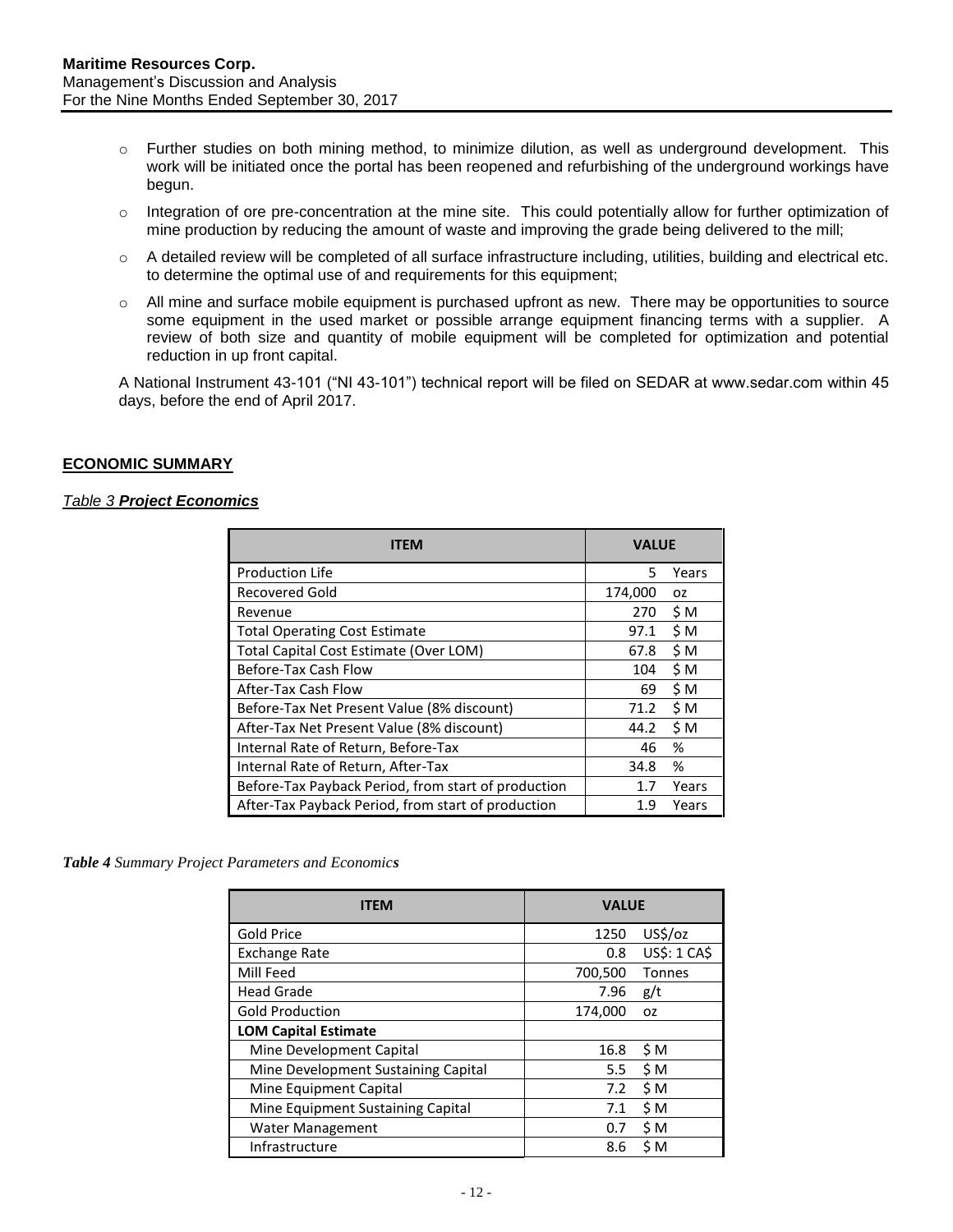- Further studies on both mining method, to minimize dilution, as well as underground development. This work will be initiated once the portal has been reopened and refurbishing of the underground workings have begun.
- Integration of ore pre-concentration at the mine site. This could potentially allow for further optimization of mine production by reducing the amount of waste and improving the grade being delivered to the mill;
- A detailed review will be completed of all surface infrastructure including, utilities, building and electrical etc. to determine the optimal use of and requirements for this equipment;
- All mine and surface mobile equipment is purchased upfront as new. There may be opportunities to source some equipment in the used market or possible arrange equipment financing terms with a supplier. A review of both size and quantity of mobile equipment will be completed for optimization and potential reduction in up front capital.

A National Instrument 43-101 ("NI 43-101") technical report will be filed on SEDAR at www.sedar.com within 45 days, before the end of April 2017.

## ECONOMIC SUMMARY

*Table 3* ***Project Economics***

| ITEM | VALUE | |
|---|---|---|
| Production Life | 5 | Years |
| Recovered Gold | 174,000 | oz |
| Revenue | 270 | $ M |
| Total Operating Cost Estimate | 97.1 | $ M |
| Total Capital Cost Estimate (Over LOM) | 67.8 | $ M |
| Before-Tax Cash Flow | 104 | $ M |
| After-Tax Cash Flow | 69 | $ M |
| Before-Tax Net Present Value (8% discount) | 71.2 | $ M |
| After-Tax Net Present Value (8% discount) | 44.2 | $ M |
| Internal Rate of Return, Before-Tax | 46 | % |
| Internal Rate of Return, After-Tax | 34.8 | % |
| Before-Tax Payback Period, from start of production | 1.7 | Years |
| After-Tax Payback Period, from start of production | 1.9 | Years |

***Table 4*** *Summary Project Parameters and Economics*

| ITEM | VALUE | |
|---|---|---|
| Gold Price | 1250 | US$/oz |
| Exchange Rate | 0.8 | US$: 1 CA$ |
| Mill Feed | 700,500 | Tonnes |
| Head Grade | 7.96 | g/t |
| Gold Production | 174,000 | oz |
| **LOM Capital Estimate** | | |
| Mine Development Capital | 16.8 | $ M |
| Mine Development Sustaining Capital | 5.5 | $ M |
| Mine Equipment Capital | 7.2 | $ M |
| Mine Equipment Sustaining Capital | 7.1 | $ M |
| Water Management | 0.7 | $ M |
| Infrastructure | 8.6 | $ M |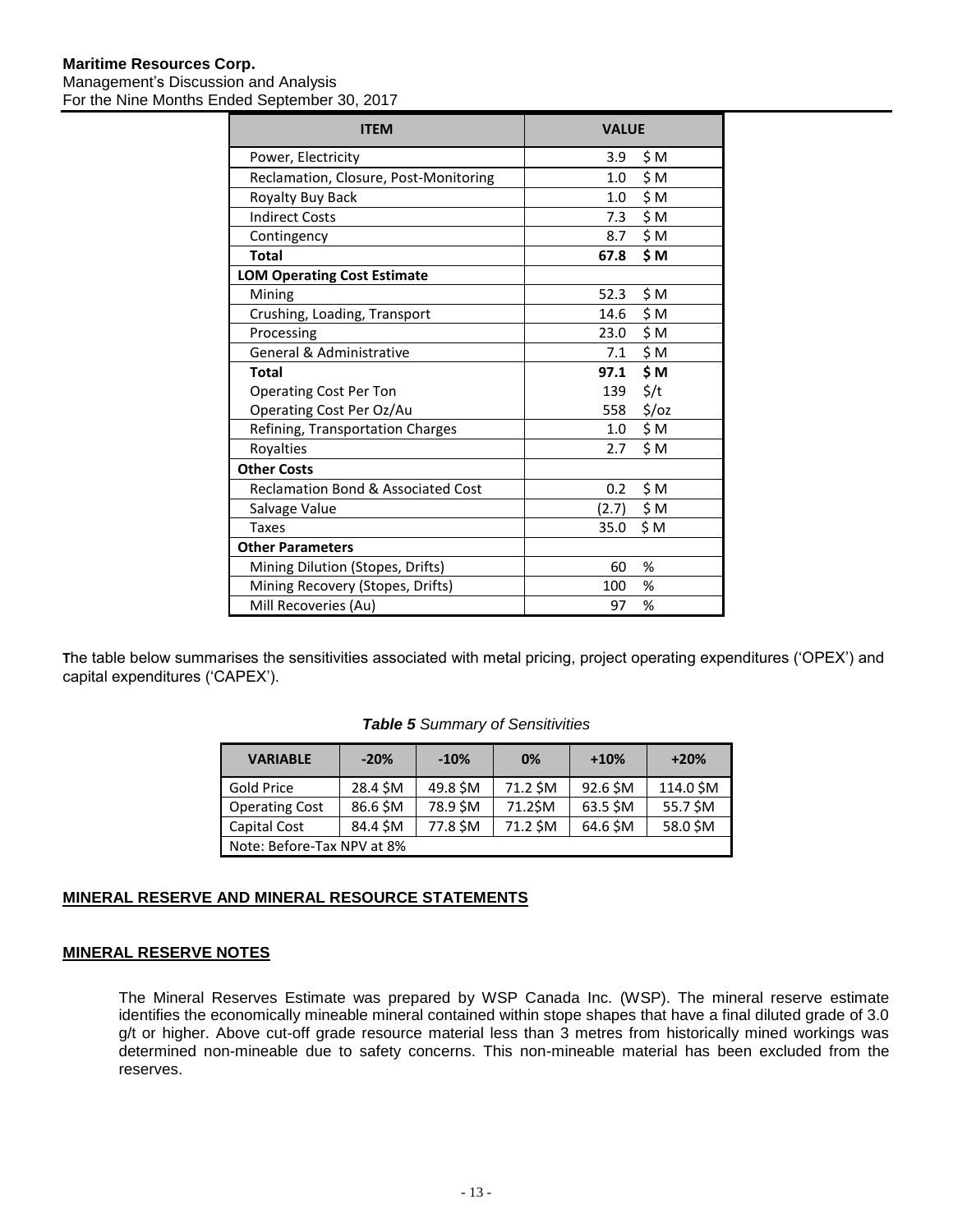| ITEM | VALUE |
| --- | --- |
| Power, Electricity | 3.9 $ M |
| Reclamation, Closure, Post-Monitoring | 1.0 $ M |
| Royalty Buy Back | 1.0 $ M |
| Indirect Costs | 7.3 $ M |
| Contingency | 8.7 $ M |
| **Total** | **67.8 $ M** |
| **LOM Operating Cost Estimate** | |
| Mining | 52.3 $ M |
| Crushing, Loading, Transport | 14.6 $ M |
| Processing | 23.0 $ M |
| General & Administrative | 7.1 $ M |
| **Total** | **97.1 $ M** |
| Operating Cost Per Ton | 139 $/t |
| Operating Cost Per Oz/Au | 558 $/oz |
| Refining, Transportation Charges | 1.0 $ M |
| Royalties | 2.7 $ M |
| **Other Costs** | |
| Reclamation Bond & Associated Cost | 0.2 $ M |
| Salvage Value | (2.7) $ M |
| Taxes | 35.0 $ M |
| **Other Parameters** | |
| Mining Dilution (Stopes, Drifts) | 60 % |
| Mining Recovery (Stopes, Drifts) | 100 % |
| Mill Recoveries (Au) | 97 % |

The table below summarises the sensitivities associated with metal pricing, project operating expenditures ('OPEX') and capital expenditures ('CAPEX').

***Table 5** Summary of Sensitivities*

| VARIABLE | -20% | -10% | 0% | +10% | +20% |
| --- | --- | --- | --- | --- | --- |
| Gold Price | 28.4 $M | 49.8 $M | 71.2 $M | 92.6 $M | 114.0 $M |
| Operating Cost | 86.6 $M | 78.9 $M | 71.2$M | 63.5 $M | 55.7 $M |
| Capital Cost | 84.4 $M | 77.8 $M | 71.2 $M | 64.6 $M | 58.0 $M |
| Note: Before-Tax NPV at 8% | | | | | |

## MINERAL RESERVE AND MINERAL RESOURCE STATEMENTS

### MINERAL RESERVE NOTES

The Mineral Reserves Estimate was prepared by WSP Canada Inc. (WSP). The mineral reserve estimate identifies the economically mineable mineral contained within stope shapes that have a final diluted grade of 3.0 g/t or higher. Above cut-off grade resource material less than 3 metres from historically mined workings was determined non-mineable due to safety concerns. This non-mineable material has been excluded from the reserves.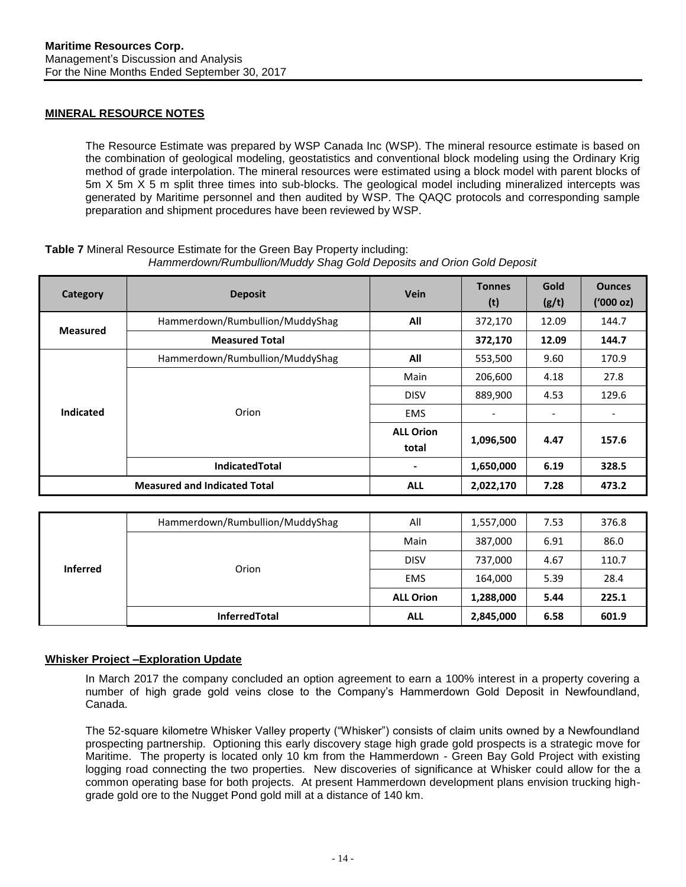## MINERAL RESOURCE NOTES

The Resource Estimate was prepared by WSP Canada Inc (WSP). The mineral resource estimate is based on the combination of geological modeling, geostatistics and conventional block modeling using the Ordinary Krig method of grade interpolation. The mineral resources were estimated using a block model with parent blocks of 5m X 5m X 5 m split three times into sub-blocks. The geological model including mineralized intercepts was generated by Maritime personnel and then audited by WSP. The QAQC protocols and corresponding sample preparation and shipment procedures have been reviewed by WSP.

**Table 7** Mineral Resource Estimate for the Green Bay Property including:
*Hammerdown/Rumbullion/Muddy Shag Gold Deposits and Orion Gold Deposit*

| Category | Deposit | Vein | Tonnes (t) | Gold (g/t) | Ounces ('000 oz) |
|---|---|---|---|---|---|
| **Measured** | Hammerdown/Rumbullion/MuddyShag | **All** | 372,170 | 12.09 | 144.7 |
| | **Measured Total** | | **372,170** | **12.09** | **144.7** |
| **Indicated** | Hammerdown/Rumbullion/MuddyShag | **All** | 553,500 | 9.60 | 170.9 |
| | Orion | Main | 206,600 | 4.18 | 27.8 |
| | | DISV | 889,900 | 4.53 | 129.6 |
| | | EMS | - | - | - |
| | | **ALL Orion total** | **1,096,500** | **4.47** | **157.6** |
| | **IndicatedTotal** | **-** | **1,650,000** | **6.19** | **328.5** |
| **Measured and Indicated Total** | | **ALL** | **2,022,170** | **7.28** | **473.2** |

| Category | Deposit | Vein | Tonnes (t) | Gold (g/t) | Ounces ('000 oz) |
|---|---|---|---|---|---|
| **Inferred** | Hammerdown/Rumbullion/MuddyShag | All | 1,557,000 | 7.53 | 376.8 |
| | Orion | Main | 387,000 | 6.91 | 86.0 |
| | | DISV | 737,000 | 4.67 | 110.7 |
| | | EMS | 164,000 | 5.39 | 28.4 |
| | | **ALL Orion** | **1,288,000** | **5.44** | **225.1** |
| | **InferredTotal** | **ALL** | **2,845,000** | **6.58** | **601.9** |

## Whisker Project –Exploration Update

In March 2017 the company concluded an option agreement to earn a 100% interest in a property covering a number of high grade gold veins close to the Company's Hammerdown Gold Deposit in Newfoundland, Canada.

The 52-square kilometre Whisker Valley property ("Whisker") consists of claim units owned by a Newfoundland prospecting partnership. Optioning this early discovery stage high grade gold prospects is a strategic move for Maritime. The property is located only 10 km from the Hammerdown - Green Bay Gold Project with existing logging road connecting the two properties. New discoveries of significance at Whisker could allow for the a common operating base for both projects. At present Hammerdown development plans envision trucking high-grade gold ore to the Nugget Pond gold mill at a distance of 140 km.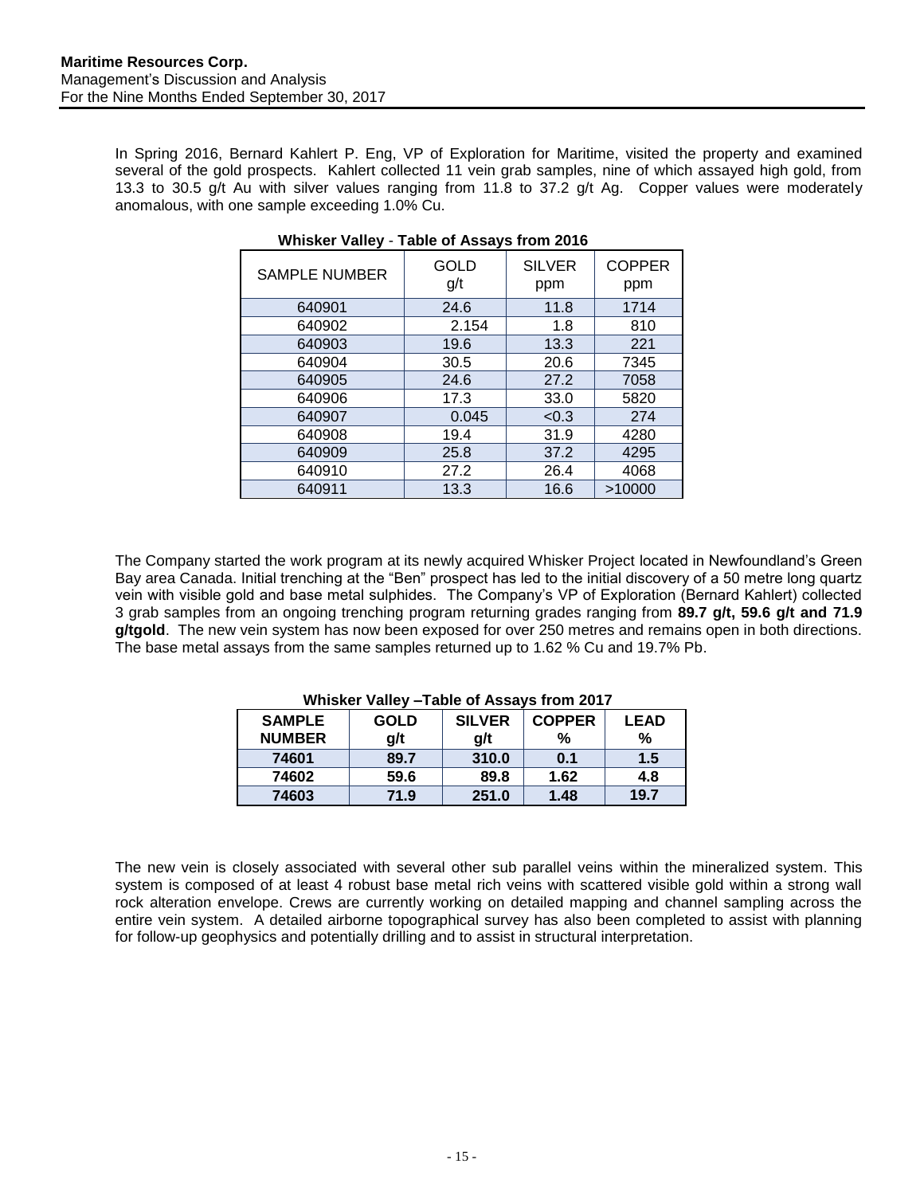In Spring 2016, Bernard Kahlert P. Eng, VP of Exploration for Maritime, visited the property and examined several of the gold prospects. Kahlert collected 11 vein grab samples, nine of which assayed high gold, from 13.3 to 30.5 g/t Au with silver values ranging from 11.8 to 37.2 g/t Ag. Copper values were moderately anomalous, with one sample exceeding 1.0% Cu.

**Whisker Valley - Table of Assays from 2016**

| SAMPLE NUMBER | GOLD g/t | SILVER ppm | COPPER ppm |
|---|---|---|---|
| 640901 | 24.6 | 11.8 | 1714 |
| 640902 | 2.154 | 1.8 | 810 |
| 640903 | 19.6 | 13.3 | 221 |
| 640904 | 30.5 | 20.6 | 7345 |
| 640905 | 24.6 | 27.2 | 7058 |
| 640906 | 17.3 | 33.0 | 5820 |
| 640907 | 0.045 | <0.3 | 274 |
| 640908 | 19.4 | 31.9 | 4280 |
| 640909 | 25.8 | 37.2 | 4295 |
| 640910 | 27.2 | 26.4 | 4068 |
| 640911 | 13.3 | 16.6 | >10000 |

The Company started the work program at its newly acquired Whisker Project located in Newfoundland's Green Bay area Canada. Initial trenching at the "Ben" prospect has led to the initial discovery of a 50 metre long quartz vein with visible gold and base metal sulphides. The Company's VP of Exploration (Bernard Kahlert) collected 3 grab samples from an ongoing trenching program returning grades ranging from **89.7 g/t, 59.6 g/t and 71.9 g/tgold**. The new vein system has now been exposed for over 250 metres and remains open in both directions. The base metal assays from the same samples returned up to 1.62 % Cu and 19.7% Pb.

**Whisker Valley –Table of Assays from 2017**

| SAMPLE NUMBER | GOLD g/t | SILVER g/t | COPPER % | LEAD % |
|---|---|---|---|---|
| **74601** | **89.7** | **310.0** | **0.1** | **1.5** |
| **74602** | **59.6** | **89.8** | **1.62** | **4.8** |
| **74603** | **71.9** | **251.0** | **1.48** | **19.7** |

The new vein is closely associated with several other sub parallel veins within the mineralized system. This system is composed of at least 4 robust base metal rich veins with scattered visible gold within a strong wall rock alteration envelope. Crews are currently working on detailed mapping and channel sampling across the entire vein system. A detailed airborne topographical survey has also been completed to assist with planning for follow-up geophysics and potentially drilling and to assist in structural interpretation.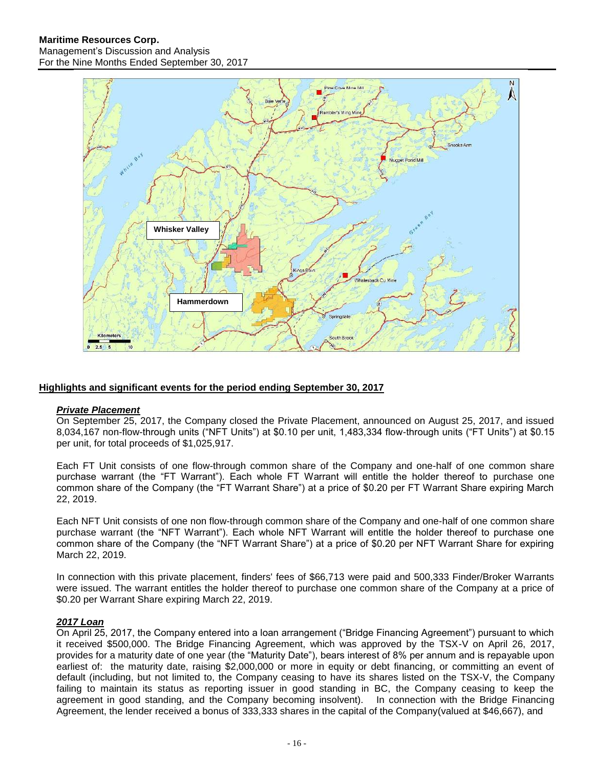## Highlights and significant events for the period ending September 30, 2017

### ***Private Placement***

On September 25, 2017, the Company closed the Private Placement, announced on August 25, 2017, and issued 8,034,167 non-flow-through units ("NFT Units") at $0.10 per unit, 1,483,334 flow-through units ("FT Units") at $0.15 per unit, for total proceeds of $1,025,917.

Each FT Unit consists of one flow-through common share of the Company and one-half of one common share purchase warrant (the "FT Warrant"). Each whole FT Warrant will entitle the holder thereof to purchase one common share of the Company (the "FT Warrant Share") at a price of $0.20 per FT Warrant Share expiring March 22, 2019.

Each NFT Unit consists of one non flow-through common share of the Company and one-half of one common share purchase warrant (the "NFT Warrant"). Each whole NFT Warrant will entitle the holder thereof to purchase one common share of the Company (the "NFT Warrant Share") at a price of $0.20 per NFT Warrant Share for expiring March 22, 2019.

In connection with this private placement, finders' fees of $66,713 were paid and 500,333 Finder/Broker Warrants were issued. The warrant entitles the holder thereof to purchase one common share of the Company at a price of $0.20 per Warrant Share expiring March 22, 2019.

### ***2017 Loan***

On April 25, 2017, the Company entered into a loan arrangement ("Bridge Financing Agreement") pursuant to which it received $500,000. The Bridge Financing Agreement, which was approved by the TSX-V on April 26, 2017, provides for a maturity date of one year (the "Maturity Date"), bears interest of 8% per annum and is repayable upon earliest of: the maturity date, raising $2,000,000 or more in equity or debt financing, or committing an event of default (including, but not limited to, the Company ceasing to have its shares listed on the TSX-V, the Company failing to maintain its status as reporting issuer in good standing in BC, the Company ceasing to keep the agreement in good standing, and the Company becoming insolvent). In connection with the Bridge Financing Agreement, the lender received a bonus of 333,333 shares in the capital of the Company(valued at $46,667), and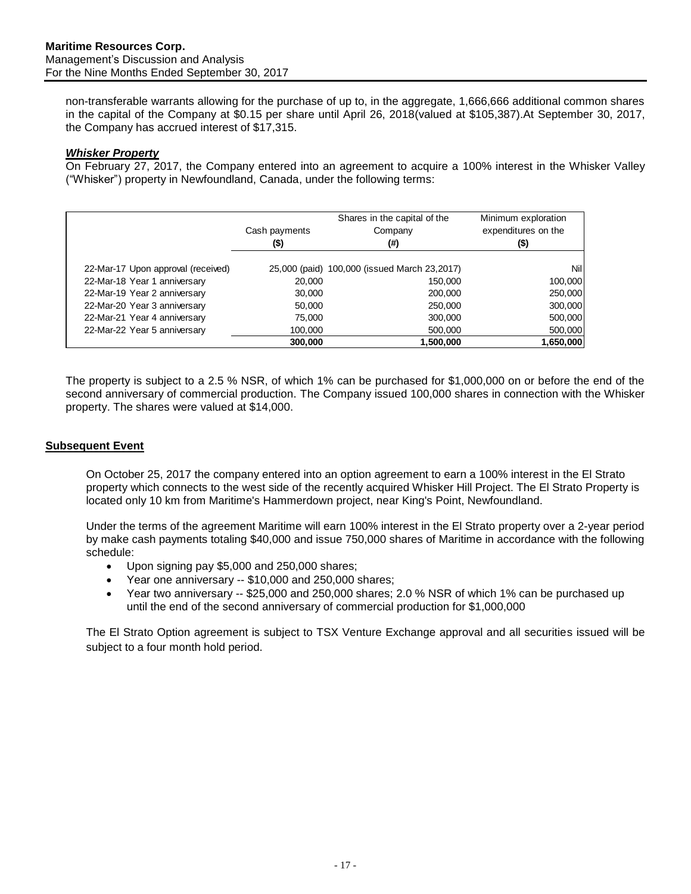non-transferable warrants allowing for the purchase of up to, in the aggregate, 1,666,666 additional common shares in the capital of the Company at $0.15 per share until April 26, 2018(valued at $105,387).At September 30, 2017, the Company has accrued interest of $17,315.

***Whisker Property***

On February 27, 2017, the Company entered into an agreement to acquire a 100% interest in the Whisker Valley ("Whisker") property in Newfoundland, Canada, under the following terms:

| | Cash payments ($) | Shares in the capital of the Company (#) | Minimum exploration expenditures on the ($) |
|---|---|---|---|
| 22-Mar-17 Upon approval (received) | 25,000 (paid) | 100,000 (issued March 23,2017) | Nil |
| 22-Mar-18 Year 1 anniversary | 20,000 | 150,000 | 100,000 |
| 22-Mar-19 Year 2 anniversary | 30,000 | 200,000 | 250,000 |
| 22-Mar-20 Year 3 anniversary | 50,000 | 250,000 | 300,000 |
| 22-Mar-21 Year 4 anniversary | 75,000 | 300,000 | 500,000 |
| 22-Mar-22 Year 5 anniversary | 100,000 | 500,000 | 500,000 |
| | **300,000** | **1,500,000** | **1,650,000** |

The property is subject to a 2.5 % NSR, of which 1% can be purchased for $1,000,000 on or before the end of the second anniversary of commercial production. The Company issued 100,000 shares in connection with the Whisker property. The shares were valued at $14,000.

## Subsequent Event

On October 25, 2017 the company entered into an option agreement to earn a 100% interest in the El Strato property which connects to the west side of the recently acquired Whisker Hill Project. The El Strato Property is located only 10 km from Maritime's Hammerdown project, near King's Point, Newfoundland.

Under the terms of the agreement Maritime will earn 100% interest in the El Strato property over a 2-year period by make cash payments totaling $40,000 and issue 750,000 shares of Maritime in accordance with the following schedule:

- Upon signing pay $5,000 and 250,000 shares;
- Year one anniversary -- $10,000 and 250,000 shares;
- Year two anniversary -- $25,000 and 250,000 shares; 2.0 % NSR of which 1% can be purchased up until the end of the second anniversary of commercial production for $1,000,000

The El Strato Option agreement is subject to TSX Venture Exchange approval and all securities issued will be subject to a four month hold period.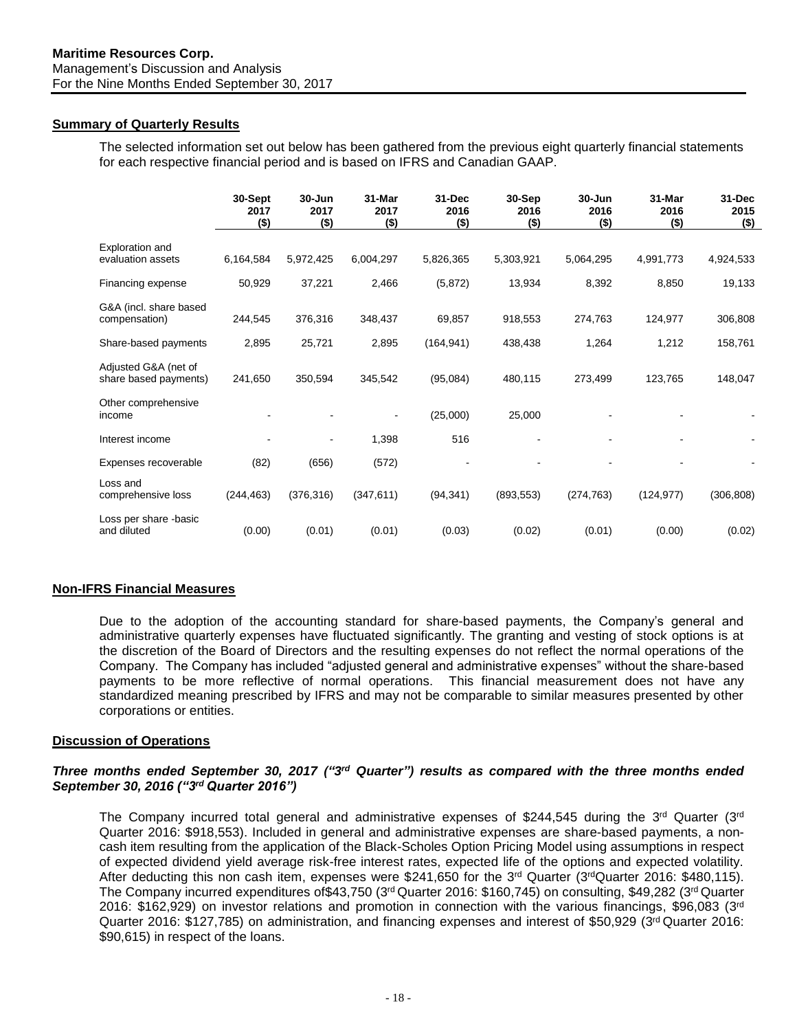## Summary of Quarterly Results

The selected information set out below has been gathered from the previous eight quarterly financial statements for each respective financial period and is based on IFRS and Canadian GAAP.

| | 30-Sept 2017 ($) | 30-Jun 2017 ($) | 31-Mar 2017 ($) | 31-Dec 2016 ($) | 30-Sep 2016 ($) | 30-Jun 2016 ($) | 31-Mar 2016 ($) | 31-Dec 2015 ($) |
|---|---|---|---|---|---|---|---|---|
| Exploration and evaluation assets | 6,164,584 | 5,972,425 | 6,004,297 | 5,826,365 | 5,303,921 | 5,064,295 | 4,991,773 | 4,924,533 |
| Financing expense | 50,929 | 37,221 | 2,466 | (5,872) | 13,934 | 8,392 | 8,850 | 19,133 |
| G&A (incl. share based compensation) | 244,545 | 376,316 | 348,437 | 69,857 | 918,553 | 274,763 | 124,977 | 306,808 |
| Share-based payments | 2,895 | 25,721 | 2,895 | (164,941) | 438,438 | 1,264 | 1,212 | 158,761 |
| Adjusted G&A (net of share based payments) | 241,650 | 350,594 | 345,542 | (95,084) | 480,115 | 273,499 | 123,765 | 148,047 |
| Other comprehensive income | - | - | - | (25,000) | 25,000 | - | - | - |
| Interest income | - | - | 1,398 | 516 | - | - | - | - |
| Expenses recoverable | (82) | (656) | (572) | - | - | - | - | - |
| Loss and comprehensive loss | (244,463) | (376,316) | (347,611) | (94,341) | (893,553) | (274,763) | (124,977) | (306,808) |
| Loss per share -basic and diluted | (0.00) | (0.01) | (0.01) | (0.03) | (0.02) | (0.01) | (0.00) | (0.02) |

## Non-IFRS Financial Measures

Due to the adoption of the accounting standard for share-based payments, the Company's general and administrative quarterly expenses have fluctuated significantly. The granting and vesting of stock options is at the discretion of the Board of Directors and the resulting expenses do not reflect the normal operations of the Company. The Company has included "adjusted general and administrative expenses" without the share-based payments to be more reflective of normal operations. This financial measurement does not have any standardized meaning prescribed by IFRS and may not be comparable to similar measures presented by other corporations or entities.

## Discussion of Operations

### *Three months ended September 30, 2017 ("3rd Quarter") results as compared with the three months ended September 30, 2016 ("3rd Quarter 2016")*

The Company incurred total general and administrative expenses of $244,545 during the 3rd Quarter (3rd Quarter 2016: $918,553). Included in general and administrative expenses are share-based payments, a non-cash item resulting from the application of the Black-Scholes Option Pricing Model using assumptions in respect of expected dividend yield average risk-free interest rates, expected life of the options and expected volatility. After deducting this non cash item, expenses were $241,650 for the 3rd Quarter (3rdQuarter 2016: $480,115). The Company incurred expenditures of$43,750 (3rd Quarter 2016: $160,745) on consulting, $49,282 (3rd Quarter 2016: $162,929) on investor relations and promotion in connection with the various financings, $96,083 (3rd Quarter 2016: $127,785) on administration, and financing expenses and interest of $50,929 (3rd Quarter 2016: $90,615) in respect of the loans.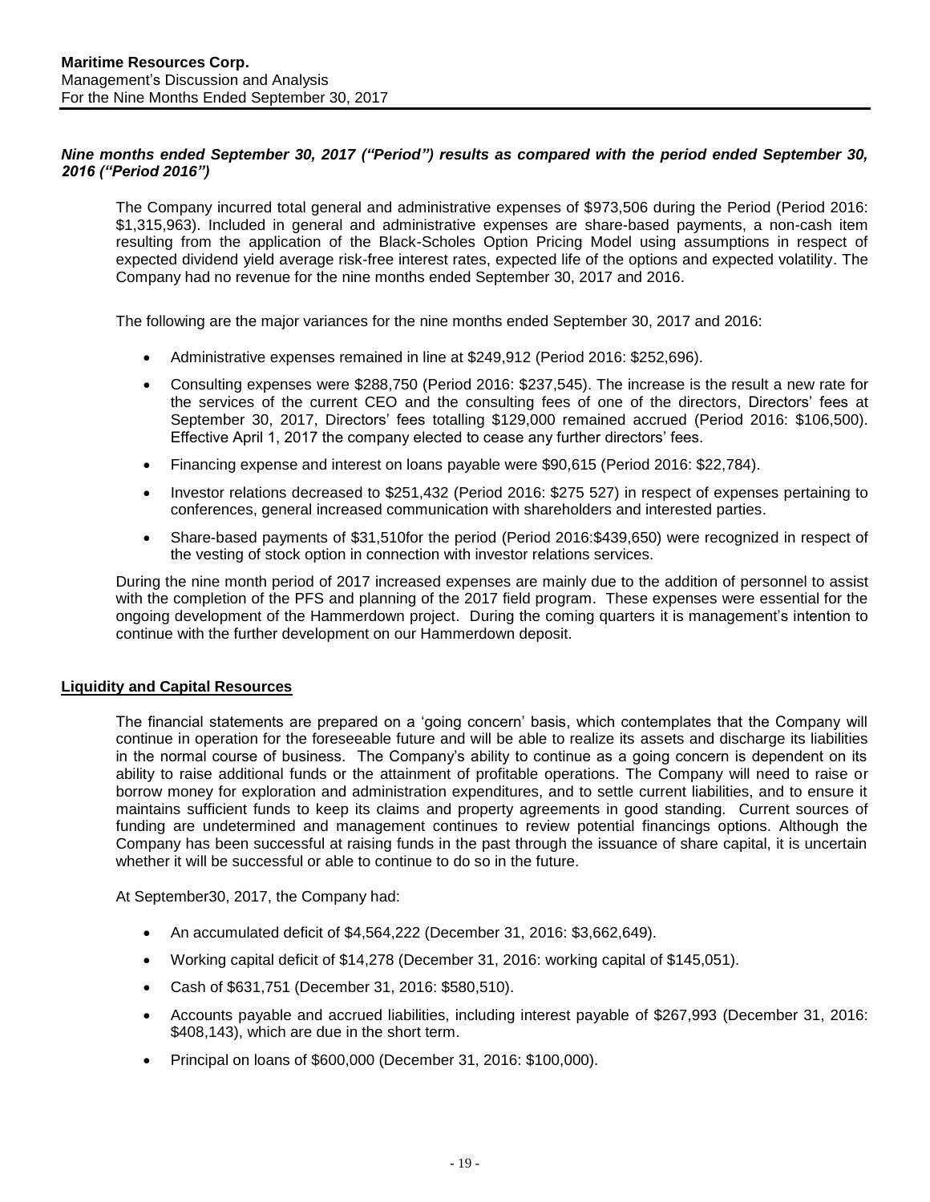***Nine months ended September 30, 2017 ("Period") results as compared with the period ended September 30, 2016 ("Period 2016")***

The Company incurred total general and administrative expenses of $973,506 during the Period (Period 2016: $1,315,963). Included in general and administrative expenses are share-based payments, a non-cash item resulting from the application of the Black-Scholes Option Pricing Model using assumptions in respect of expected dividend yield average risk-free interest rates, expected life of the options and expected volatility. The Company had no revenue for the nine months ended September 30, 2017 and 2016.

The following are the major variances for the nine months ended September 30, 2017 and 2016:

- Administrative expenses remained in line at $249,912 (Period 2016: $252,696).
- Consulting expenses were $288,750 (Period 2016: $237,545). The increase is the result a new rate for the services of the current CEO and the consulting fees of one of the directors, Directors' fees at September 30, 2017, Directors' fees totalling $129,000 remained accrued (Period 2016: $106,500). Effective April 1, 2017 the company elected to cease any further directors' fees.
- Financing expense and interest on loans payable were $90,615 (Period 2016: $22,784).
- Investor relations decreased to $251,432 (Period 2016: $275 527) in respect of expenses pertaining to conferences, general increased communication with shareholders and interested parties.
- Share-based payments of $31,510for the period (Period 2016:$439,650) were recognized in respect of the vesting of stock option in connection with investor relations services.

During the nine month period of 2017 increased expenses are mainly due to the addition of personnel to assist with the completion of the PFS and planning of the 2017 field program. These expenses were essential for the ongoing development of the Hammerdown project. During the coming quarters it is management's intention to continue with the further development on our Hammerdown deposit.

## Liquidity and Capital Resources

The financial statements are prepared on a 'going concern' basis, which contemplates that the Company will continue in operation for the foreseeable future and will be able to realize its assets and discharge its liabilities in the normal course of business. The Company's ability to continue as a going concern is dependent on its ability to raise additional funds or the attainment of profitable operations. The Company will need to raise or borrow money for exploration and administration expenditures, and to settle current liabilities, and to ensure it maintains sufficient funds to keep its claims and property agreements in good standing. Current sources of funding are undetermined and management continues to review potential financings options. Although the Company has been successful at raising funds in the past through the issuance of share capital, it is uncertain whether it will be successful or able to continue to do so in the future.

At September30, 2017, the Company had:

- An accumulated deficit of $4,564,222 (December 31, 2016: $3,662,649).
- Working capital deficit of $14,278 (December 31, 2016: working capital of $145,051).
- Cash of $631,751 (December 31, 2016: $580,510).
- Accounts payable and accrued liabilities, including interest payable of $267,993 (December 31, 2016: $408,143), which are due in the short term.
- Principal on loans of $600,000 (December 31, 2016: $100,000).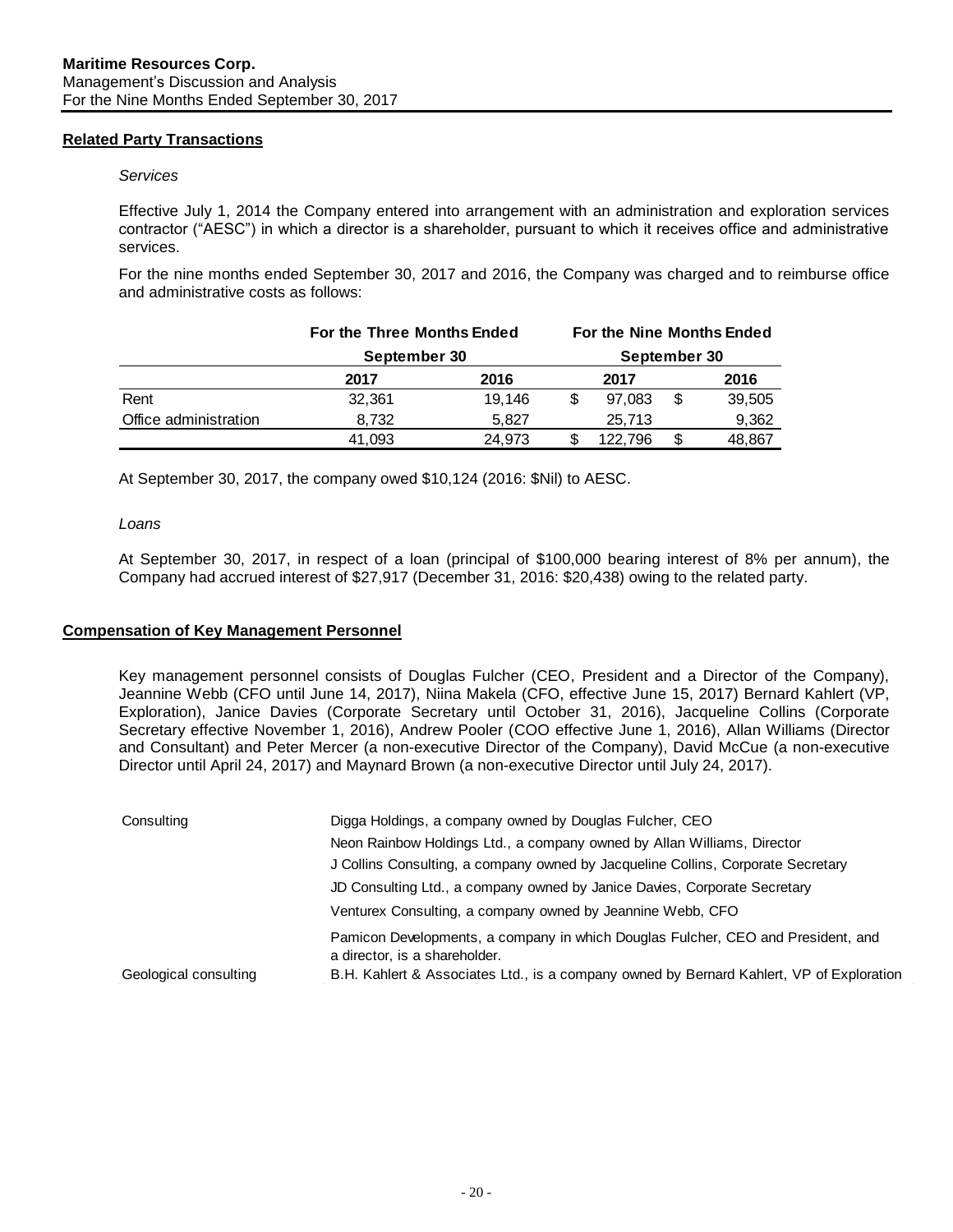## Related Party Transactions

*Services*

Effective July 1, 2014 the Company entered into arrangement with an administration and exploration services contractor ("AESC") in which a director is a shareholder, pursuant to which it receives office and administrative services.

For the nine months ended September 30, 2017 and 2016, the Company was charged and to reimburse office and administrative costs as follows:

| | For the Three Months Ended September 30 | | For the Nine Months Ended September 30 | |
|---|---|---|---|---|
| | 2017 | 2016 | 2017 | 2016 |
| Rent | 32,361 | 19,146 | $ 97,083 | $ 39,505 |
| Office administration | 8,732 | 5,827 | 25,713 | 9,362 |
| | 41,093 | 24,973 | $ 122,796 | $ 48,867 |

At September 30, 2017, the company owed $10,124 (2016: $Nil) to AESC.

*Loans*

At September 30, 2017, in respect of a loan (principal of $100,000 bearing interest of 8% per annum), the Company had accrued interest of $27,917 (December 31, 2016: $20,438) owing to the related party.

## Compensation of Key Management Personnel

Key management personnel consists of Douglas Fulcher (CEO, President and a Director of the Company), Jeannine Webb (CFO until June 14, 2017), Niina Makela (CFO, effective June 15, 2017) Bernard Kahlert (VP, Exploration), Janice Davies (Corporate Secretary until October 31, 2016), Jacqueline Collins (Corporate Secretary effective November 1, 2016), Andrew Pooler (COO effective June 1, 2016), Allan Williams (Director and Consultant) and Peter Mercer (a non-executive Director of the Company), David McCue (a non-executive Director until April 24, 2017) and Maynard Brown (a non-executive Director until July 24, 2017).

| | |
|---|---|
| Consulting | Digga Holdings, a company owned by Douglas Fulcher, CEO |
| | Neon Rainbow Holdings Ltd., a company owned by Allan Williams, Director |
| | J Collins Consulting, a company owned by Jacqueline Collins, Corporate Secretary |
| | JD Consulting Ltd., a company owned by Janice Davies, Corporate Secretary |
| | Venturex Consulting, a company owned by Jeannine Webb, CFO |
| | Pamicon Developments, a company in which Douglas Fulcher, CEO and President, and a director, is a shareholder. |
| Geological consulting | B.H. Kahlert & Associates Ltd., is a company owned by Bernard Kahlert, VP of Exploration |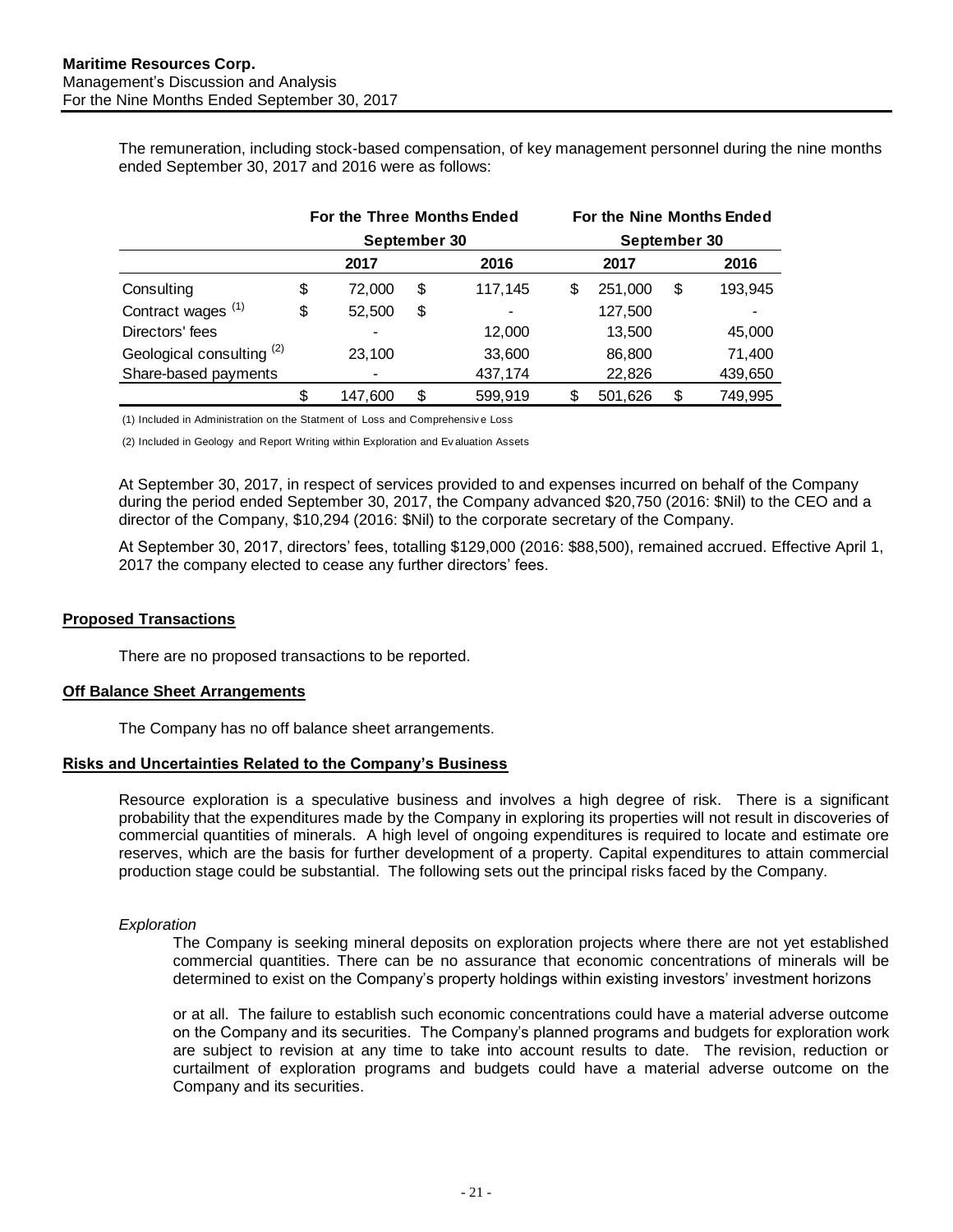The remuneration, including stock-based compensation, of key management personnel during the nine months ended September 30, 2017 and 2016 were as follows:

| | For the Three Months Ended September 30 | | For the Nine Months Ended September 30 | |
|---|---|---|---|---|
| | 2017 | 2016 | 2017 | 2016 |
| Consulting | $ 72,000 | $ 117,145 | $ 251,000 | $ 193,945 |
| Contract wages [(1)] | $ 52,500 | $ - | 127,500 | - |
| Directors' fees | - | 12,000 | 13,500 | 45,000 |
| Geological consulting [(2)] | 23,100 | 33,600 | 86,800 | 71,400 |
| Share-based payments | - | 437,174 | 22,826 | 439,650 |
| | $ 147,600 | $ 599,919 | $ 501,626 | $ 749,995 |

(1) Included in Administration on the Statment of Loss and Comprehensive Loss

(2) Included in Geology and Report Writing within Exploration and Evaluation Assets

At September 30, 2017, in respect of services provided to and expenses incurred on behalf of the Company during the period ended September 30, 2017, the Company advanced $20,750 (2016: $Nil) to the CEO and a director of the Company, $10,294 (2016: $Nil) to the corporate secretary of the Company.

At September 30, 2017, directors' fees, totalling $129,000 (2016: $88,500), remained accrued. Effective April 1, 2017 the company elected to cease any further directors' fees.

## Proposed Transactions

There are no proposed transactions to be reported.

## Off Balance Sheet Arrangements

The Company has no off balance sheet arrangements.

## Risks and Uncertainties Related to the Company's Business

Resource exploration is a speculative business and involves a high degree of risk. There is a significant probability that the expenditures made by the Company in exploring its properties will not result in discoveries of commercial quantities of minerals. A high level of ongoing expenditures is required to locate and estimate ore reserves, which are the basis for further development of a property. Capital expenditures to attain commercial production stage could be substantial. The following sets out the principal risks faced by the Company.

*Exploration*

The Company is seeking mineral deposits on exploration projects where there are not yet established commercial quantities. There can be no assurance that economic concentrations of minerals will be determined to exist on the Company's property holdings within existing investors' investment horizons or at all. The failure to establish such economic concentrations could have a material adverse outcome on the Company and its securities. The Company's planned programs and budgets for exploration work are subject to revision at any time to take into account results to date. The revision, reduction or curtailment of exploration programs and budgets could have a material adverse outcome on the Company and its securities.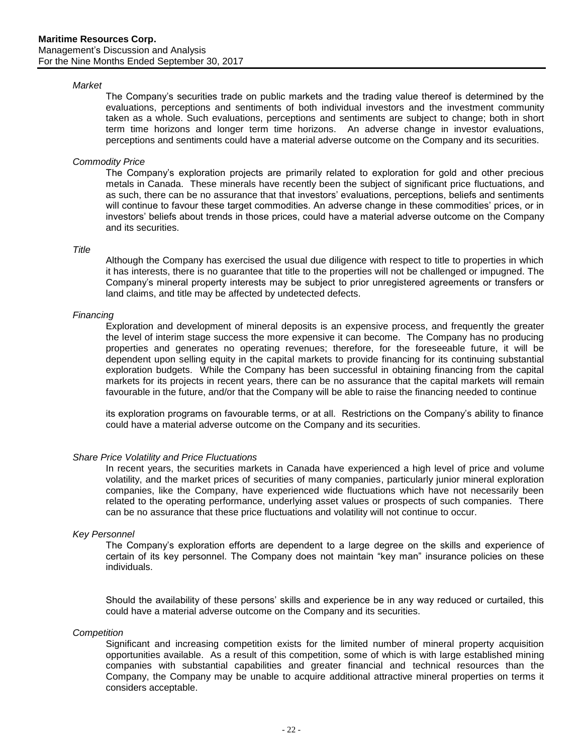*Market*

The Company's securities trade on public markets and the trading value thereof is determined by the evaluations, perceptions and sentiments of both individual investors and the investment community taken as a whole. Such evaluations, perceptions and sentiments are subject to change; both in short term time horizons and longer term time horizons. An adverse change in investor evaluations, perceptions and sentiments could have a material adverse outcome on the Company and its securities.

*Commodity Price*

The Company's exploration projects are primarily related to exploration for gold and other precious metals in Canada. These minerals have recently been the subject of significant price fluctuations, and as such, there can be no assurance that that investors' evaluations, perceptions, beliefs and sentiments will continue to favour these target commodities. An adverse change in these commodities' prices, or in investors' beliefs about trends in those prices, could have a material adverse outcome on the Company and its securities.

*Title*

Although the Company has exercised the usual due diligence with respect to title to properties in which it has interests, there is no guarantee that title to the properties will not be challenged or impugned. The Company's mineral property interests may be subject to prior unregistered agreements or transfers or land claims, and title may be affected by undetected defects.

*Financing*

Exploration and development of mineral deposits is an expensive process, and frequently the greater the level of interim stage success the more expensive it can become. The Company has no producing properties and generates no operating revenues; therefore, for the foreseeable future, it will be dependent upon selling equity in the capital markets to provide financing for its continuing substantial exploration budgets. While the Company has been successful in obtaining financing from the capital markets for its projects in recent years, there can be no assurance that the capital markets will remain favourable in the future, and/or that the Company will be able to raise the financing needed to continue its exploration programs on favourable terms, or at all. Restrictions on the Company's ability to finance could have a material adverse outcome on the Company and its securities.

*Share Price Volatility and Price Fluctuations*

In recent years, the securities markets in Canada have experienced a high level of price and volume volatility, and the market prices of securities of many companies, particularly junior mineral exploration companies, like the Company, have experienced wide fluctuations which have not necessarily been related to the operating performance, underlying asset values or prospects of such companies. There can be no assurance that these price fluctuations and volatility will not continue to occur.

*Key Personnel*

The Company's exploration efforts are dependent to a large degree on the skills and experience of certain of its key personnel. The Company does not maintain "key man" insurance policies on these individuals.

Should the availability of these persons' skills and experience be in any way reduced or curtailed, this could have a material adverse outcome on the Company and its securities.

*Competition*

Significant and increasing competition exists for the limited number of mineral property acquisition opportunities available. As a result of this competition, some of which is with large established mining companies with substantial capabilities and greater financial and technical resources than the Company, the Company may be unable to acquire additional attractive mineral properties on terms it considers acceptable.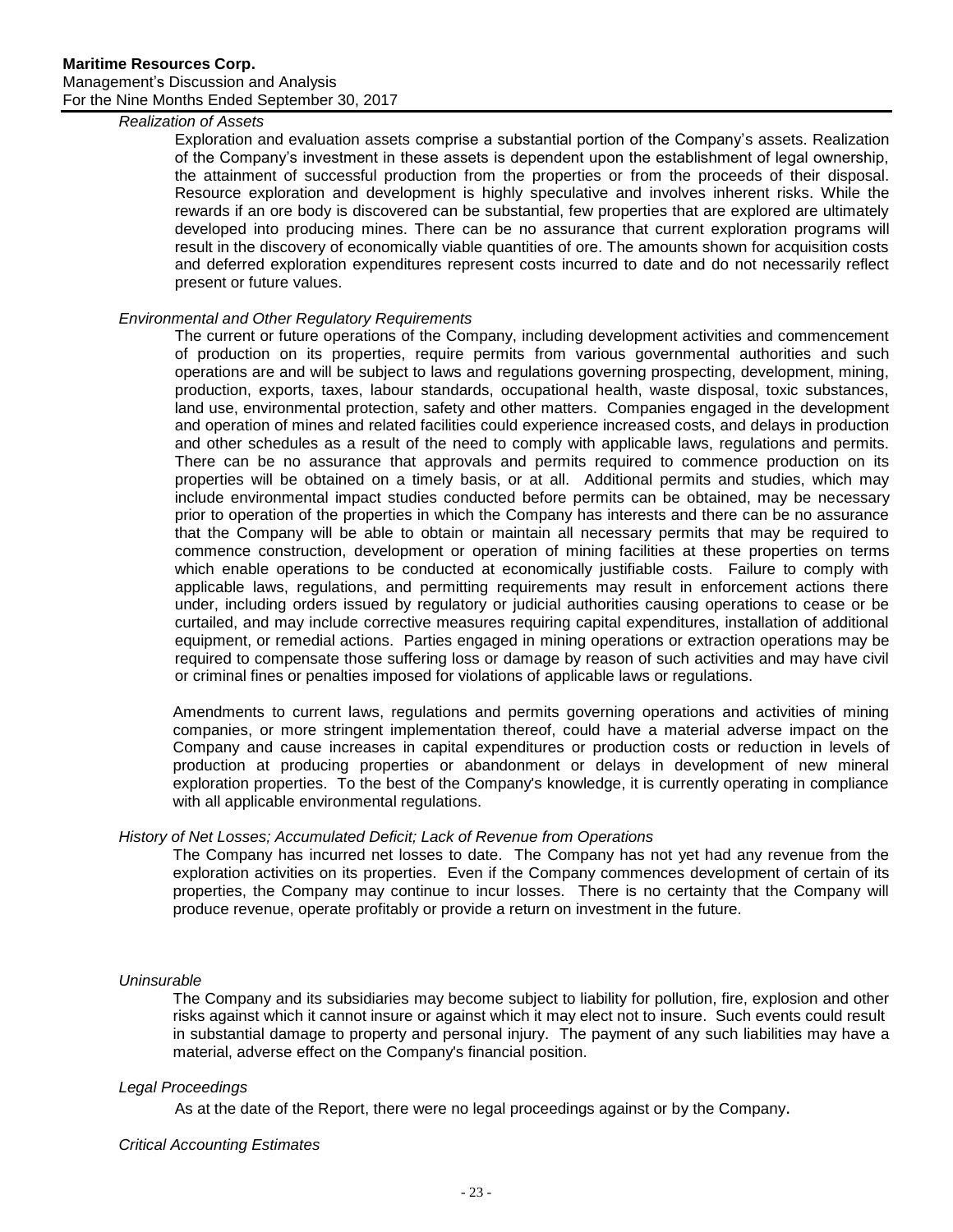*Realization of Assets*

Exploration and evaluation assets comprise a substantial portion of the Company's assets. Realization of the Company's investment in these assets is dependent upon the establishment of legal ownership, the attainment of successful production from the properties or from the proceeds of their disposal. Resource exploration and development is highly speculative and involves inherent risks. While the rewards if an ore body is discovered can be substantial, few properties that are explored are ultimately developed into producing mines. There can be no assurance that current exploration programs will result in the discovery of economically viable quantities of ore. The amounts shown for acquisition costs and deferred exploration expenditures represent costs incurred to date and do not necessarily reflect present or future values.

*Environmental and Other Regulatory Requirements*

The current or future operations of the Company, including development activities and commencement of production on its properties, require permits from various governmental authorities and such operations are and will be subject to laws and regulations governing prospecting, development, mining, production, exports, taxes, labour standards, occupational health, waste disposal, toxic substances, land use, environmental protection, safety and other matters. Companies engaged in the development and operation of mines and related facilities could experience increased costs, and delays in production and other schedules as a result of the need to comply with applicable laws, regulations and permits. There can be no assurance that approvals and permits required to commence production on its properties will be obtained on a timely basis, or at all. Additional permits and studies, which may include environmental impact studies conducted before permits can be obtained, may be necessary prior to operation of the properties in which the Company has interests and there can be no assurance that the Company will be able to obtain or maintain all necessary permits that may be required to commence construction, development or operation of mining facilities at these properties on terms which enable operations to be conducted at economically justifiable costs. Failure to comply with applicable laws, regulations, and permitting requirements may result in enforcement actions there under, including orders issued by regulatory or judicial authorities causing operations to cease or be curtailed, and may include corrective measures requiring capital expenditures, installation of additional equipment, or remedial actions. Parties engaged in mining operations or extraction operations may be required to compensate those suffering loss or damage by reason of such activities and may have civil or criminal fines or penalties imposed for violations of applicable laws or regulations.

Amendments to current laws, regulations and permits governing operations and activities of mining companies, or more stringent implementation thereof, could have a material adverse impact on the Company and cause increases in capital expenditures or production costs or reduction in levels of production at producing properties or abandonment or delays in development of new mineral exploration properties. To the best of the Company's knowledge, it is currently operating in compliance with all applicable environmental regulations.

*History of Net Losses; Accumulated Deficit; Lack of Revenue from Operations*

The Company has incurred net losses to date. The Company has not yet had any revenue from the exploration activities on its properties. Even if the Company commences development of certain of its properties, the Company may continue to incur losses. There is no certainty that the Company will produce revenue, operate profitably or provide a return on investment in the future.

*Uninsurable*

The Company and its subsidiaries may become subject to liability for pollution, fire, explosion and other risks against which it cannot insure or against which it may elect not to insure. Such events could result in substantial damage to property and personal injury. The payment of any such liabilities may have a material, adverse effect on the Company's financial position.

*Legal Proceedings*

As at the date of the Report, there were no legal proceedings against or by the Company.

*Critical Accounting Estimates*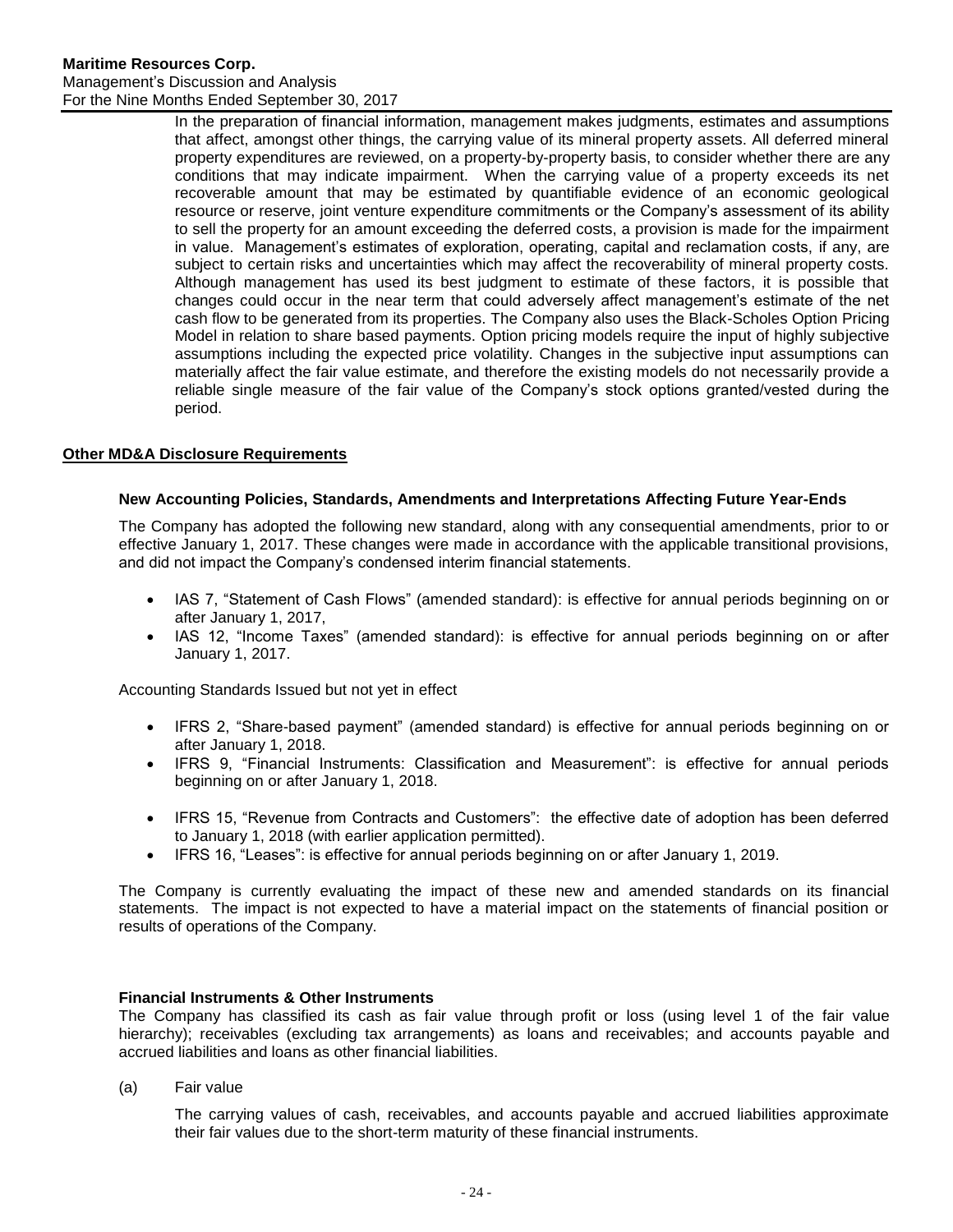In the preparation of financial information, management makes judgments, estimates and assumptions that affect, amongst other things, the carrying value of its mineral property assets. All deferred mineral property expenditures are reviewed, on a property-by-property basis, to consider whether there are any conditions that may indicate impairment. When the carrying value of a property exceeds its net recoverable amount that may be estimated by quantifiable evidence of an economic geological resource or reserve, joint venture expenditure commitments or the Company's assessment of its ability to sell the property for an amount exceeding the deferred costs, a provision is made for the impairment in value. Management's estimates of exploration, operating, capital and reclamation costs, if any, are subject to certain risks and uncertainties which may affect the recoverability of mineral property costs. Although management has used its best judgment to estimate of these factors, it is possible that changes could occur in the near term that could adversely affect management's estimate of the net cash flow to be generated from its properties. The Company also uses the Black-Scholes Option Pricing Model in relation to share based payments. Option pricing models require the input of highly subjective assumptions including the expected price volatility. Changes in the subjective input assumptions can materially affect the fair value estimate, and therefore the existing models do not necessarily provide a reliable single measure of the fair value of the Company's stock options granted/vested during the period.

## Other MD&A Disclosure Requirements

### New Accounting Policies, Standards, Amendments and Interpretations Affecting Future Year-Ends

The Company has adopted the following new standard, along with any consequential amendments, prior to or effective January 1, 2017. These changes were made in accordance with the applicable transitional provisions, and did not impact the Company's condensed interim financial statements.

- IAS 7, "Statement of Cash Flows" (amended standard): is effective for annual periods beginning on or after January 1, 2017,
- IAS 12, "Income Taxes" (amended standard): is effective for annual periods beginning on or after January 1, 2017.

Accounting Standards Issued but not yet in effect

- IFRS 2, "Share-based payment" (amended standard) is effective for annual periods beginning on or after January 1, 2018.
- IFRS 9, "Financial Instruments: Classification and Measurement": is effective for annual periods beginning on or after January 1, 2018.
- IFRS 15, "Revenue from Contracts and Customers": the effective date of adoption has been deferred to January 1, 2018 (with earlier application permitted).
- IFRS 16, "Leases": is effective for annual periods beginning on or after January 1, 2019.

The Company is currently evaluating the impact of these new and amended standards on its financial statements. The impact is not expected to have a material impact on the statements of financial position or results of operations of the Company.

### Financial Instruments & Other Instruments

The Company has classified its cash as fair value through profit or loss (using level 1 of the fair value hierarchy); receivables (excluding tax arrangements) as loans and receivables; and accounts payable and accrued liabilities and loans as other financial liabilities.

(a) Fair value

The carrying values of cash, receivables, and accounts payable and accrued liabilities approximate their fair values due to the short-term maturity of these financial instruments.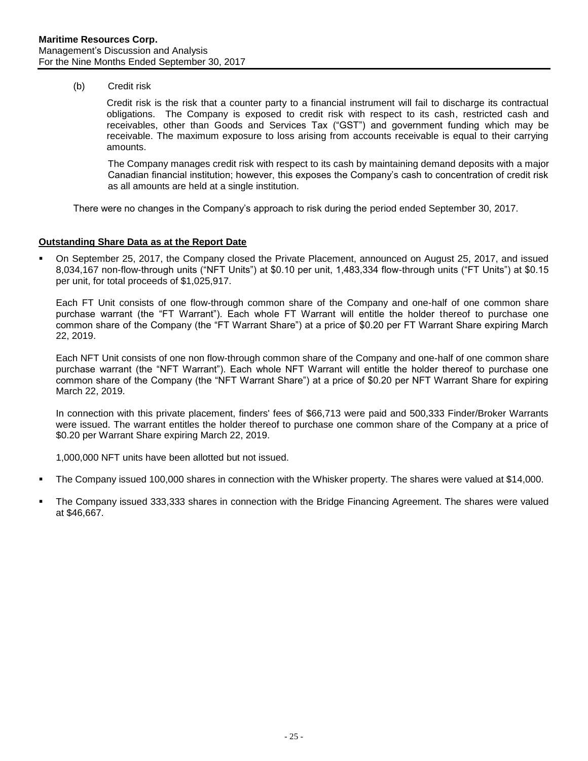(b) Credit risk

Credit risk is the risk that a counter party to a financial instrument will fail to discharge its contractual obligations. The Company is exposed to credit risk with respect to its cash, restricted cash and receivables, other than Goods and Services Tax ("GST") and government funding which may be receivable. The maximum exposure to loss arising from accounts receivable is equal to their carrying amounts.

The Company manages credit risk with respect to its cash by maintaining demand deposits with a major Canadian financial institution; however, this exposes the Company's cash to concentration of credit risk as all amounts are held at a single institution.

There were no changes in the Company's approach to risk during the period ended September 30, 2017.

## Outstanding Share Data as at the Report Date

- On September 25, 2017, the Company closed the Private Placement, announced on August 25, 2017, and issued 8,034,167 non-flow-through units ("NFT Units") at $0.10 per unit, 1,483,334 flow-through units ("FT Units") at $0.15 per unit, for total proceeds of $1,025,917.

  Each FT Unit consists of one flow-through common share of the Company and one-half of one common share purchase warrant (the "FT Warrant"). Each whole FT Warrant will entitle the holder thereof to purchase one common share of the Company (the "FT Warrant Share") at a price of $0.20 per FT Warrant Share expiring March 22, 2019.

  Each NFT Unit consists of one non flow-through common share of the Company and one-half of one common share purchase warrant (the "NFT Warrant"). Each whole NFT Warrant will entitle the holder thereof to purchase one common share of the Company (the "NFT Warrant Share") at a price of $0.20 per NFT Warrant Share for expiring March 22, 2019.

  In connection with this private placement, finders' fees of $66,713 were paid and 500,333 Finder/Broker Warrants were issued. The warrant entitles the holder thereof to purchase one common share of the Company at a price of $0.20 per Warrant Share expiring March 22, 2019.

  1,000,000 NFT units have been allotted but not issued.

- The Company issued 100,000 shares in connection with the Whisker property. The shares were valued at $14,000.

- The Company issued 333,333 shares in connection with the Bridge Financing Agreement. The shares were valued at $46,667.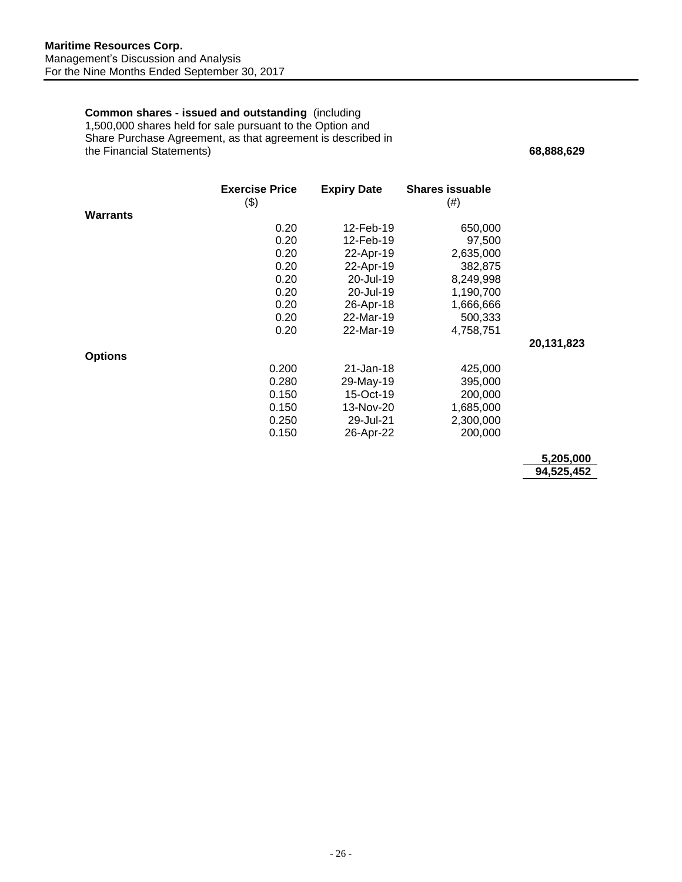**Common shares - issued and outstanding** (including 1,500,000 shares held for sale pursuant to the Option and Share Purchase Agreement, as that agreement is described in the Financial Statements) **68,888,629**

| | Exercise Price ($) | Expiry Date | Shares issuable (#) | |
|---|---|---|---|---|
| **Warrants** | | | | |
| | 0.20 | 12-Feb-19 | 650,000 | |
| | 0.20 | 12-Feb-19 | 97,500 | |
| | 0.20 | 22-Apr-19 | 2,635,000 | |
| | 0.20 | 22-Apr-19 | 382,875 | |
| | 0.20 | 20-Jul-19 | 8,249,998 | |
| | 0.20 | 20-Jul-19 | 1,190,700 | |
| | 0.20 | 26-Apr-18 | 1,666,666 | |
| | 0.20 | 22-Mar-19 | 500,333 | |
| | 0.20 | 22-Mar-19 | 4,758,751 | |
| | | | | **20,131,823** |
| **Options** | | | | |
| | 0.200 | 21-Jan-18 | 425,000 | |
| | 0.280 | 29-May-19 | 395,000 | |
| | 0.150 | 15-Oct-19 | 200,000 | |
| | 0.150 | 13-Nov-20 | 1,685,000 | |
| | 0.250 | 29-Jul-21 | 2,300,000 | |
| | 0.150 | 26-Apr-22 | 200,000 | |
| | | | | **5,205,000** |
| | | | | **94,525,452** |